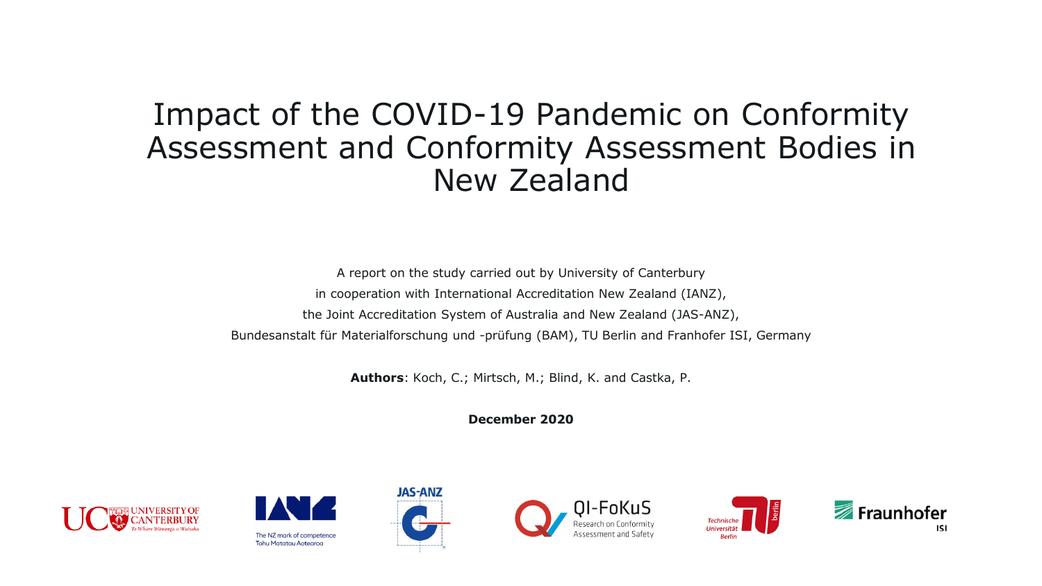# Impact of the COVID-19 Pandemic on Conformity Assessment and Conformity Assessment Bodies in New Zealand

A report on the study carried out by University of Canterbury
in cooperation with International Accreditation New Zealand (IANZ),
the Joint Accreditation System of Australia and New Zealand (JAS-ANZ),
Bundesanstalt für Materialforschung und -prüfung (BAM), TU Berlin and Franhofer ISI, Germany

**Authors**: Koch, C.; Mirtsch, M.; Blind, K. and Castka, P.

**December 2020**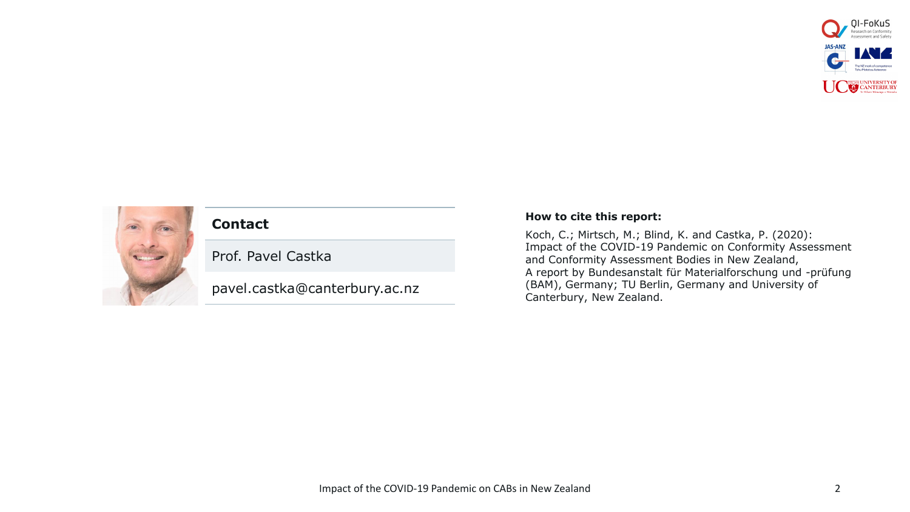**Contact**

Prof. Pavel Castka

pavel.castka@canterbury.ac.nz

**How to cite this report:**

Koch, C.; Mirtsch, M.; Blind, K. and Castka, P. (2020): Impact of the COVID-19 Pandemic on Conformity Assessment and Conformity Assessment Bodies in New Zealand, A report by Bundesanstalt für Materialforschung und -prüfung (BAM), Germany; TU Berlin, Germany and University of Canterbury, New Zealand.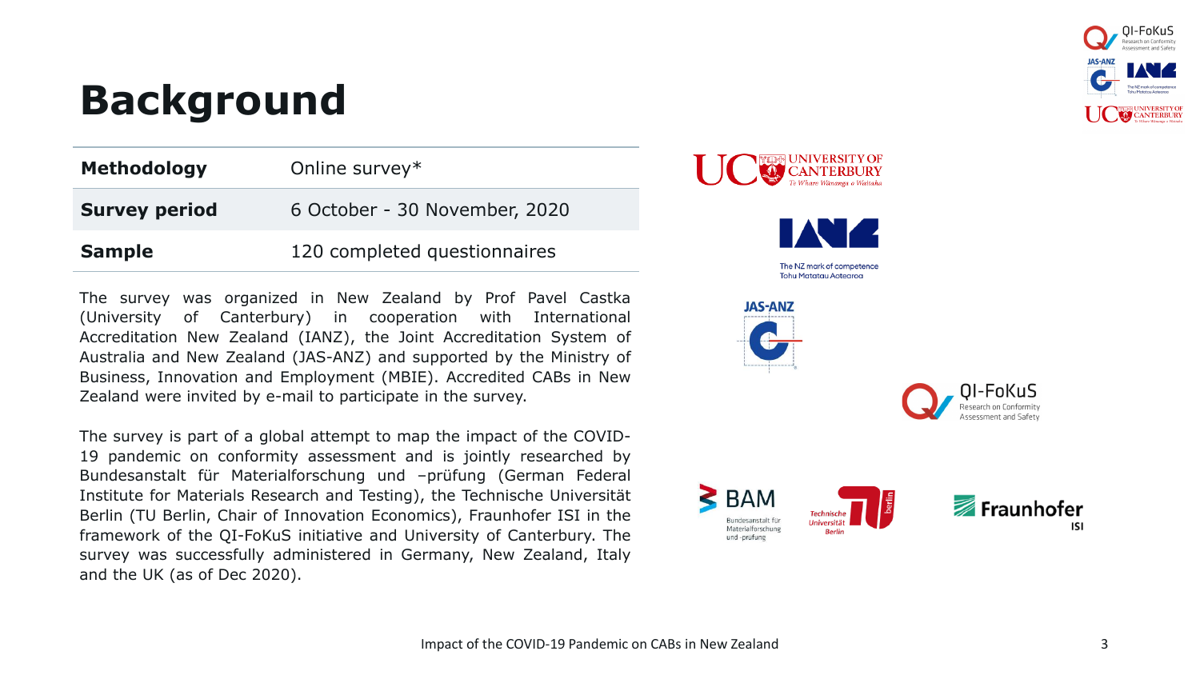# Background

| **Methodology** | Online survey* |
|---|---|
| **Survey period** | 6 October - 30 November, 2020 |
| **Sample** | 120 completed questionnaires |

The survey was organized in New Zealand by Prof Pavel Castka (University of Canterbury) in cooperation with International Accreditation New Zealand (IANZ), the Joint Accreditation System of Australia and New Zealand (JAS-ANZ) and supported by the Ministry of Business, Innovation and Employment (MBIE). Accredited CABs in New Zealand were invited by e-mail to participate in the survey.

The survey is part of a global attempt to map the impact of the COVID-19 pandemic on conformity assessment and is jointly researched by Bundesanstalt für Materialforschung und –prüfung (German Federal Institute for Materials Research and Testing), the Technische Universität Berlin (TU Berlin, Chair of Innovation Economics), Fraunhofer ISI in the framework of the QI-FoKuS initiative and University of Canterbury. The survey was successfully administered in Germany, New Zealand, Italy and the UK (as of Dec 2020).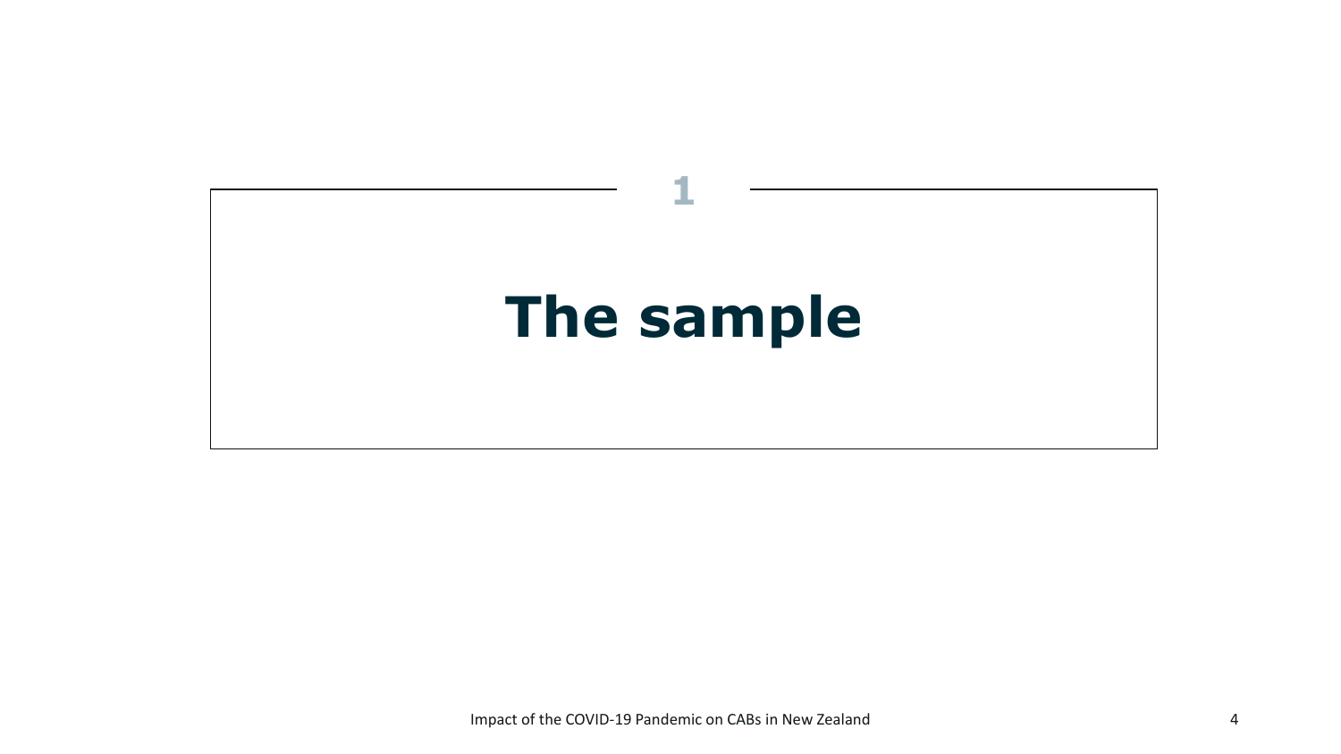1

# The sample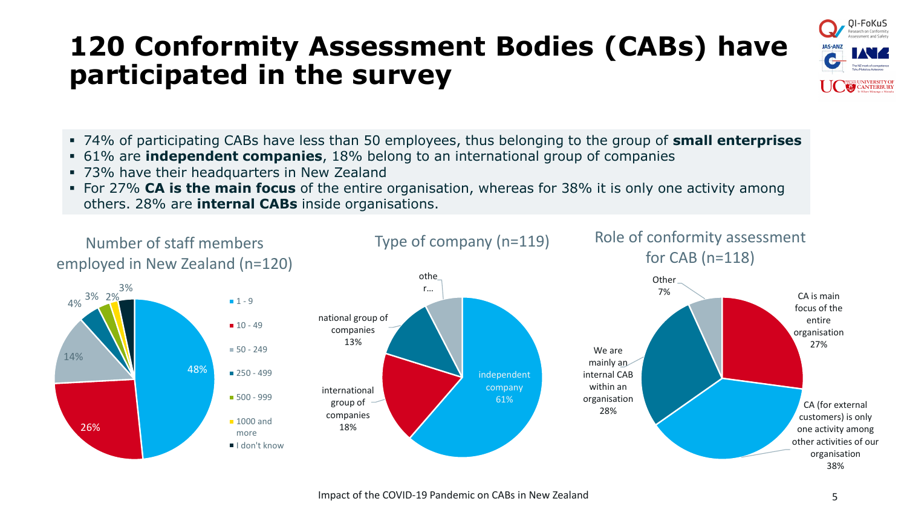# 120 Conformity Assessment Bodies (CABs) have participated in the survey

- 74% of participating CABs have less than 50 employees, thus belonging to the group of **small enterprises**
- 61% are **independent companies**, 18% belong to an international group of companies
- 73% have their headquarters in New Zealand
- For 27% **CA is the main focus** of the entire organisation, whereas for 38% it is only one activity among others. 28% are **internal CABs** inside organisations.

### Number of staff members employed in New Zealand (n=120)

| Staff members | Share |
| --- | --- |
| 1 - 9 | 48% |
| 10 - 49 | 26% |
| 50 - 249 | 14% |
| 250 - 499 | 4% |
| 500 - 999 | 3% |
| 1000 and more | 2% |
| I don't know | 3% |

### Type of company (n=119)

| Type | Share |
| --- | --- |
| independent company | 61% |
| international group of companies | 18% |
| national group of companies | 13% |
| othe r... | |

### Role of conformity assessment for CAB (n=118)

| Role | Share |
| --- | --- |
| CA is main focus of the entire organisation | 27% |
| CA (for external customers) is only one activity among other activities of our organisation | 38% |
| We are mainly an internal CAB within an organisation | 28% |
| Other | 7% |

Impact of the COVID-19 Pandemic on CABs in New Zealand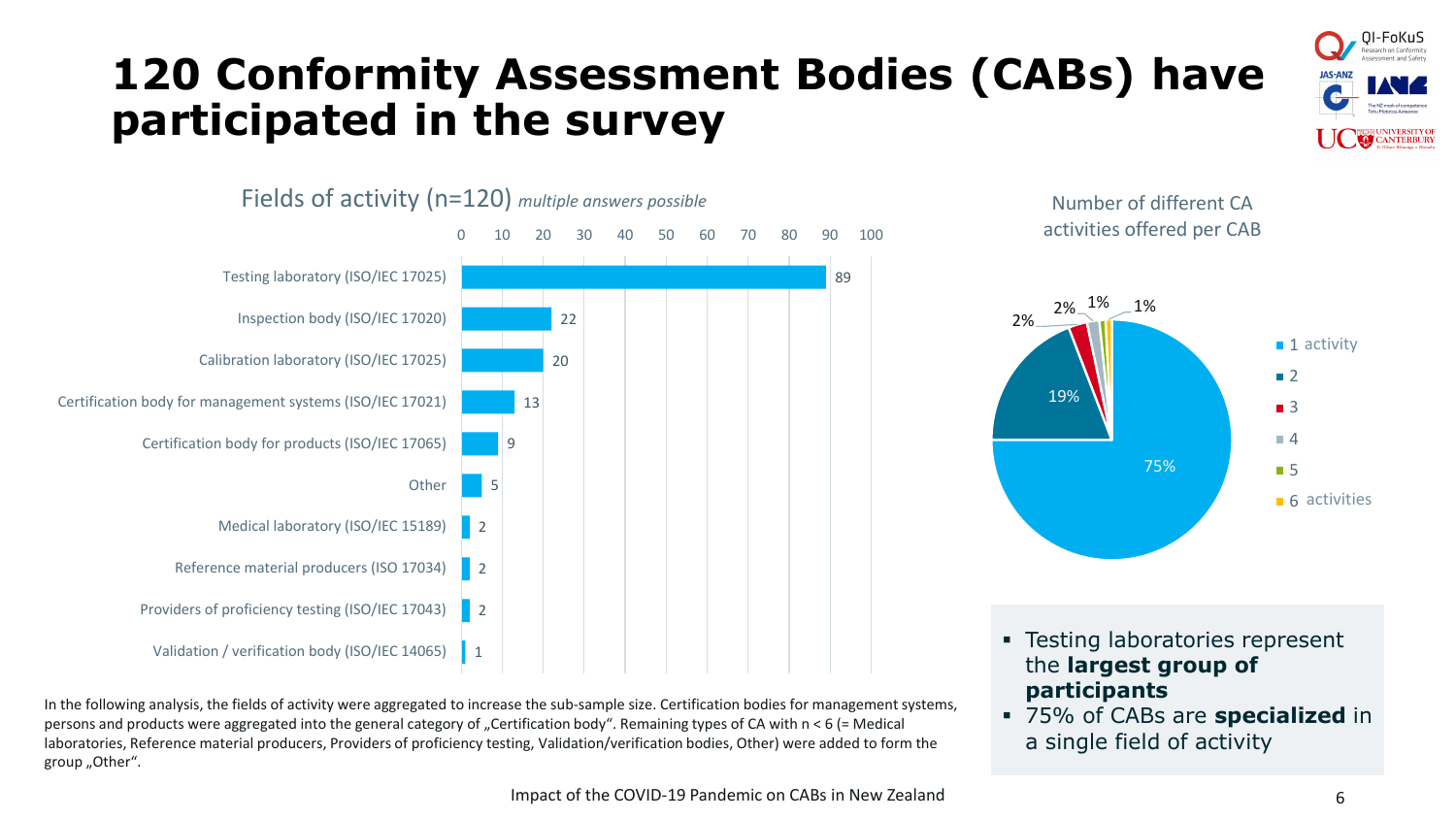# 120 Conformity Assessment Bodies (CABs) have participated in the survey

## Fields of activity (n=120) *multiple answers possible*

| Field of activity | Count |
|---|---|
| Testing laboratory (ISO/IEC 17025) | 89 |
| Inspection body (ISO/IEC 17020) | 22 |
| Calibration laboratory (ISO/IEC 17025) | 20 |
| Certification body for management systems (ISO/IEC 17021) | 13 |
| Certification body for products (ISO/IEC 17065) | 9 |
| Other | 5 |
| Medical laboratory (ISO/IEC 15189) | 2 |
| Reference material producers (ISO 17034) | 2 |
| Providers of proficiency testing (ISO/IEC 17043) | 2 |
| Validation / verification body (ISO/IEC 14065) | 1 |

## Number of different CA activities offered per CAB

| Number of activities | Share |
|---|---|
| 1 activity | 75% |
| 2 | 19% |
| 3 | 2% |
| 4 | 2% |
| 5 | 1% |
| 6 activities | 1% |

- Testing laboratories represent the **largest group of participants**
- 75% of CABs are **specialized** in a single field of activity

In the following analysis, the fields of activity were aggregated to increase the sub-sample size. Certification bodies for management systems, persons and products were aggregated into the general category of „Certification body“. Remaining types of CA with n < 6 (= Medical laboratories, Reference material producers, Providers of proficiency testing, Validation/verification bodies, Other) were added to form the group „Other“.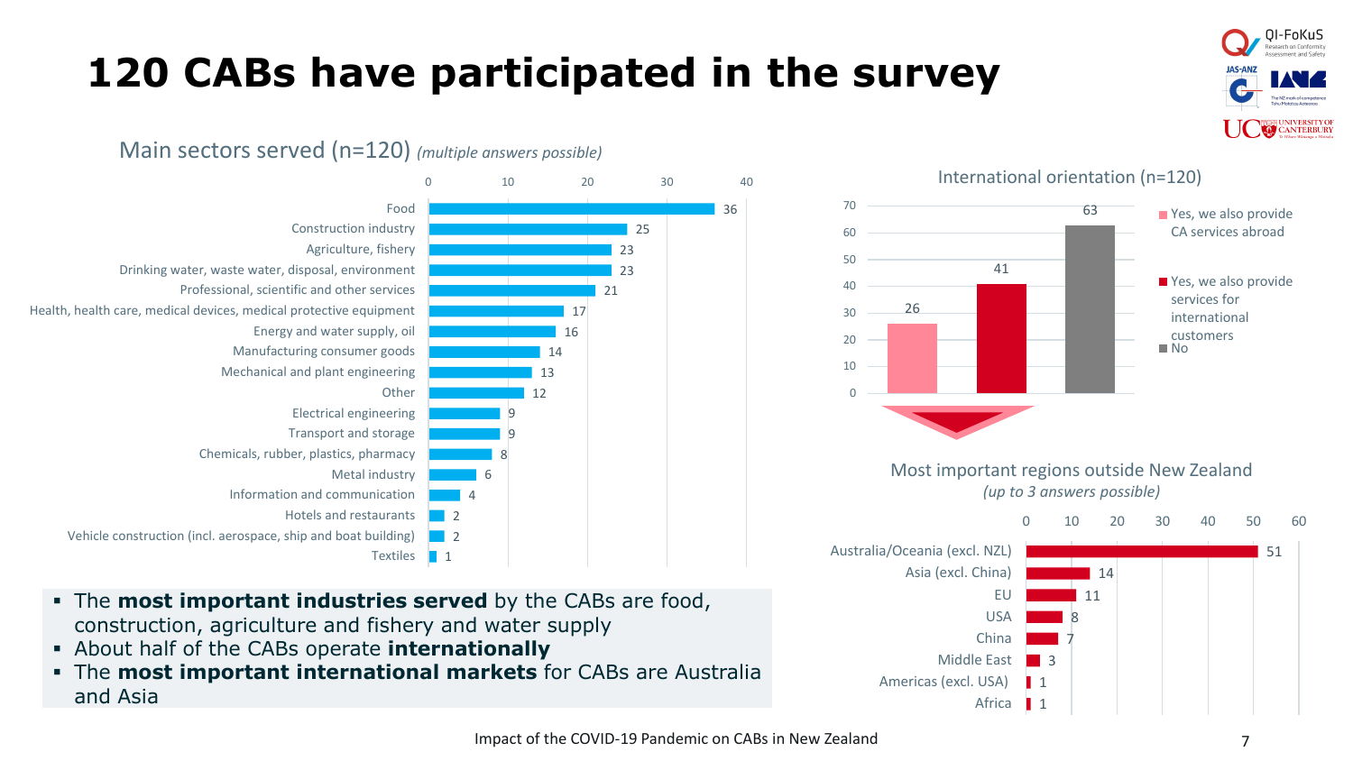# 120 CABs have participated in the survey

## Main sectors served (n=120) *(multiple answers possible)*

| Sector | Count |
|---|---|
| Food | 36 |
| Construction industry | 25 |
| Agriculture, fishery | 23 |
| Drinking water, waste water, disposal, environment | 23 |
| Professional, scientific and other services | 21 |
| Health, health care, medical devices, medical protective equipment | 17 |
| Energy and water supply, oil | 16 |
| Manufacturing consumer goods | 14 |
| Mechanical and plant engineering | 13 |
| Other | 12 |
| Electrical engineering | 9 |
| Transport and storage | 9 |
| Chemicals, rubber, plastics, pharmacy | 8 |
| Metal industry | 6 |
| Information and communication | 4 |
| Hotels and restaurants | 2 |
| Vehicle construction (incl. aerospace, ship and boat building) | 2 |
| Textiles | 1 |

## International orientation (n=120)

| Answer | Count |
|---|---|
| Yes, we also provide CA services abroad | 26 |
| Yes, we also provide services for international customers | 41 |
| No | 63 |

## Most important regions outside New Zealand
*(up to 3 answers possible)*

| Region | Count |
|---|---|
| Australia/Oceania (excl. NZL) | 51 |
| Asia (excl. China) | 14 |
| EU | 11 |
| USA | 8 |
| China | 7 |
| Middle East | 3 |
| Americas (excl. USA) | 1 |
| Africa | 1 |

- The **most important industries served** by the CABs are food, construction, agriculture and fishery and water supply
- About half of the CABs operate **internationally**
- The **most important international markets** for CABs are Australia and Asia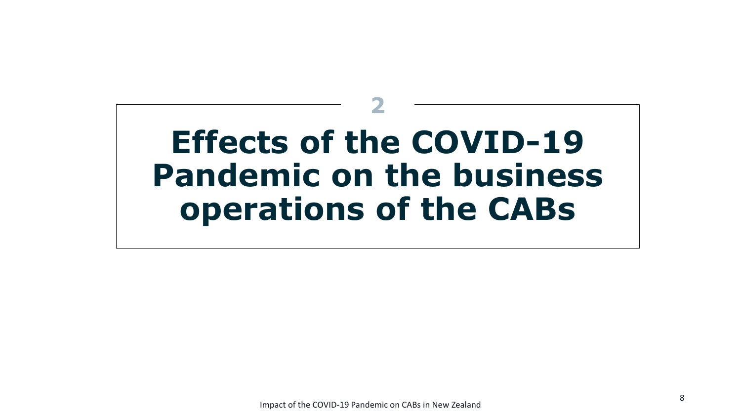# 2

# Effects of the COVID-19 Pandemic on the business operations of the CABs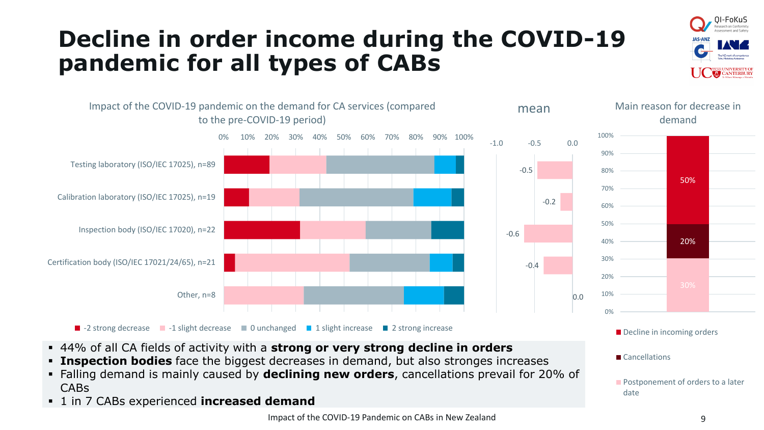# Decline in order income during the COVID-19 pandemic for all types of CABs

Impact of the COVID-19 pandemic on the demand for CA services (compared to the pre-COVID-19 period)

| | mean |
|---|---|
| Testing laboratory (ISO/IEC 17025), n=89 | -0.5 |
| Calibration laboratory (ISO/IEC 17025), n=19 | -0.2 |
| Inspection body (ISO/IEC 17020), n=22 | -0.6 |
| Certification body (ISO/IEC 17021/24/65), n=21 | -0.4 |
| Other, n=8 | 0.0 |

-2 strong decrease, -1 slight decrease, 0 unchanged, 1 slight increase, 2 strong increase

Main reason for decrease in demand

| Reason | Share |
|---|---|
| Decline in incoming orders | 50% |
| Cancellations | 20% |
| Postponement of orders to a later date | 30% |

- 44% of all CA fields of activity with a **strong or very strong decline in orders**
- **Inspection bodies** face the biggest decreases in demand, but also stronges increases
- Falling demand is mainly caused by **declining new orders**, cancellations prevail for 20% of CABs
- 1 in 7 CABs experienced **increased demand**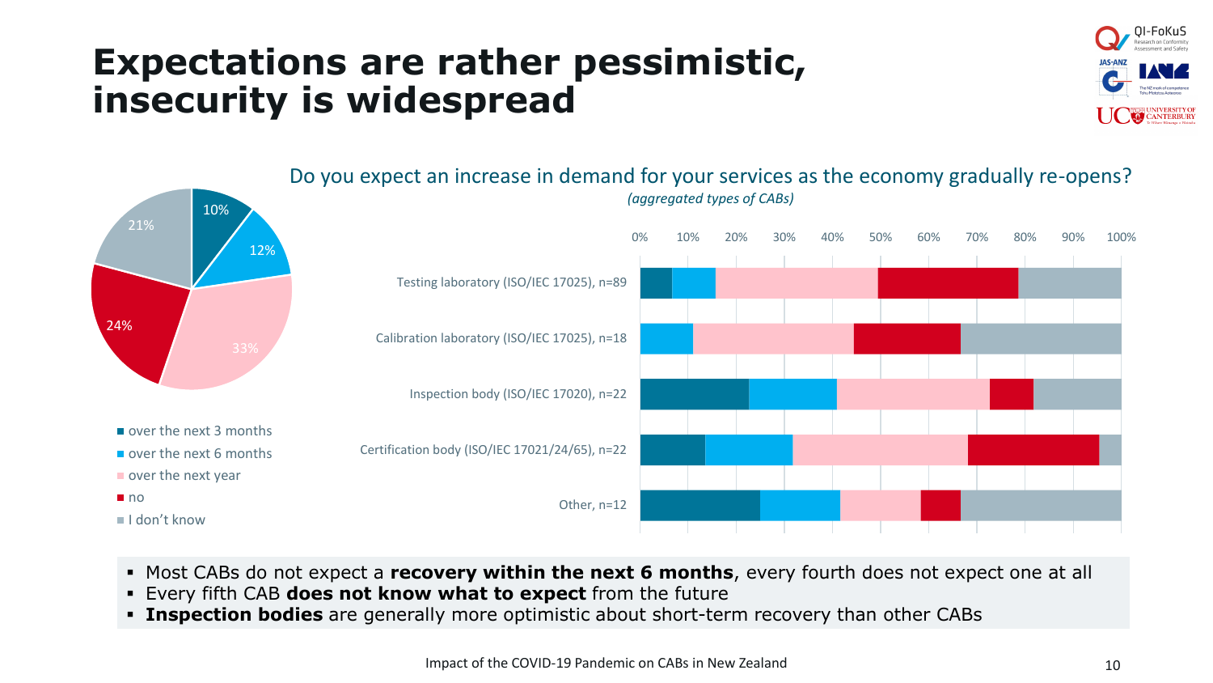# Expectations are rather pessimistic, insecurity is widespread

Do you expect an increase in demand for your services as the economy gradually re-opens?

*(aggregated types of CABs)*

| Response | Share |
|---|---|
| over the next 3 months | 10% |
| over the next 6 months | 12% |
| over the next year | 33% |
| no | 24% |
| I don't know | 21% |

Testing laboratory (ISO/IEC 17025), n=89

Calibration laboratory (ISO/IEC 17025), n=18

Inspection body (ISO/IEC 17020), n=22

Certification body (ISO/IEC 17021/24/65), n=22

Other, n=12

- Most CABs do not expect a **recovery within the next 6 months**, every fourth does not expect one at all
- Every fifth CAB **does not know what to expect** from the future
- **Inspection bodies** are generally more optimistic about short-term recovery than other CABs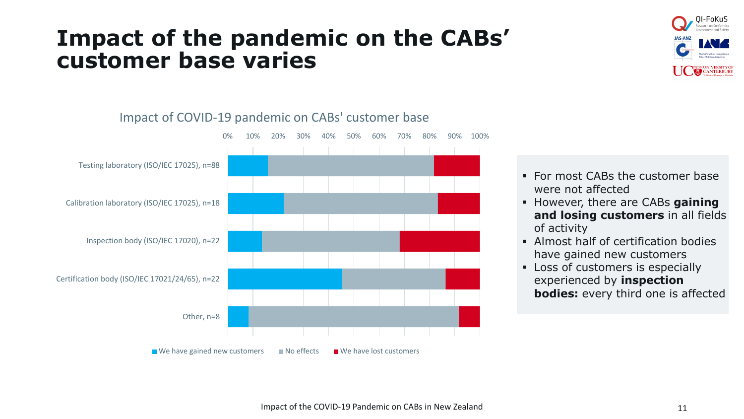# Impact of the pandemic on the CABs' customer base varies

Impact of COVID-19 pandemic on CABs' customer base

| | We have gained new customers | No effects | We have lost customers |
|---|---|---|---|
| Testing laboratory (ISO/IEC 17025), n=88 | | | |
| Calibration laboratory (ISO/IEC 17025), n=18 | | | |
| Inspection body (ISO/IEC 17020), n=22 | | | |
| Certification body (ISO/IEC 17021/24/65), n=22 | | | |
| Other, n=8 | | | |

- For most CABs the customer base were not affected
- However, there are CABs **gaining and losing customers** in all fields of activity
- Almost half of certification bodies have gained new customers
- Loss of customers is especially experienced by **inspection bodies:** every third one is affected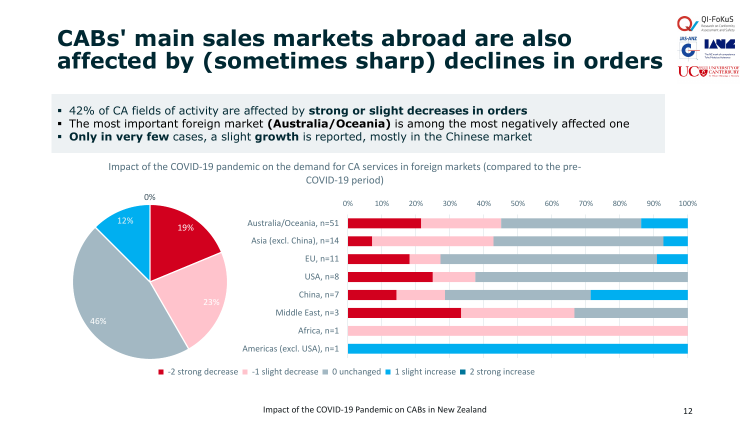# CABs' main sales markets abroad are also affected by (sometimes sharp) declines in orders

- 42% of CA fields of activity are affected by **strong or slight decreases in orders**
- The most important foreign market **(Australia/Oceania)** is among the most negatively affected one
- **Only in very few** cases, a slight **growth** is reported, mostly in the Chinese market

Impact of the COVID-19 pandemic on the demand for CA services in foreign markets (compared to the pre-COVID-19 period)

Pie chart (all markets): -2 strong decrease 19%; -1 slight decrease 23%; 0 unchanged 46%; 1 slight increase 12%; 2 strong increase 0%

Bar chart categories: Australia/Oceania, n=51; Asia (excl. China), n=14; EU, n=11; USA, n=8; China, n=7; Middle East, n=3; Africa, n=1; Americas (excl. USA), n=1

Legend: -2 strong decrease; -1 slight decrease; 0 unchanged; 1 slight increase; 2 strong increase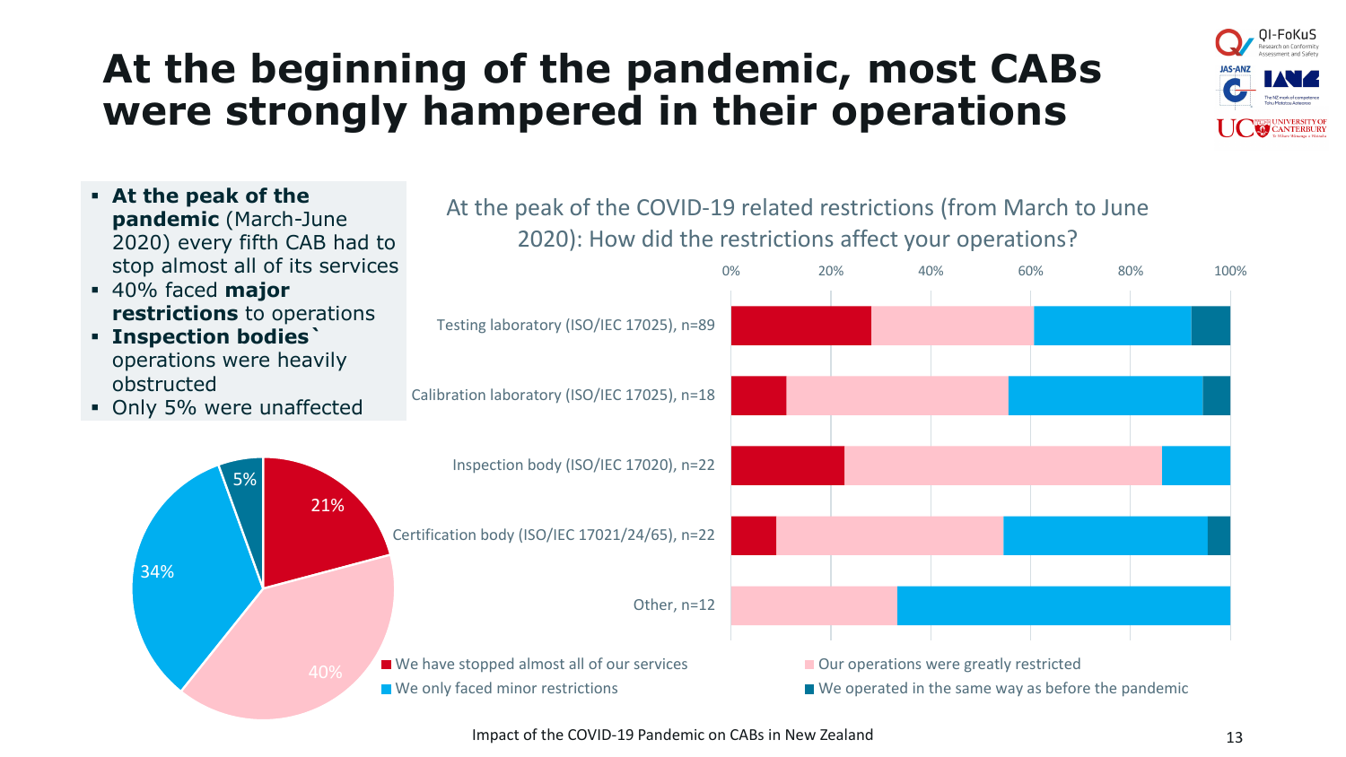# At the beginning of the pandemic, most CABs were strongly hampered in their operations

- **At the peak of the pandemic** (March-June 2020) every fifth CAB had to stop almost all of its services
- 40% faced **major restrictions** to operations
- **Inspection bodies`** operations were heavily obstructed
- Only 5% were unaffected

At the peak of the COVID-19 related restrictions (from March to June 2020): How did the restrictions affect your operations?

| | Share |
|---|---|
| We have stopped almost all of our services | 21% |
| Our operations were greatly restricted | 40% |
| We only faced minor restrictions | 34% |
| We operated in the same way as before the pandemic | 5% |

Bar chart categories: Testing laboratory (ISO/IEC 17025), n=89; Calibration laboratory (ISO/IEC 17025), n=18; Inspection body (ISO/IEC 17020), n=22; Certification body (ISO/IEC 17021/24/65), n=22; Other, n=12

Legend: We have stopped almost all of our services; Our operations were greatly restricted; We only faced minor restrictions; We operated in the same way as before the pandemic

Impact of the COVID-19 Pandemic on CABs in New Zealand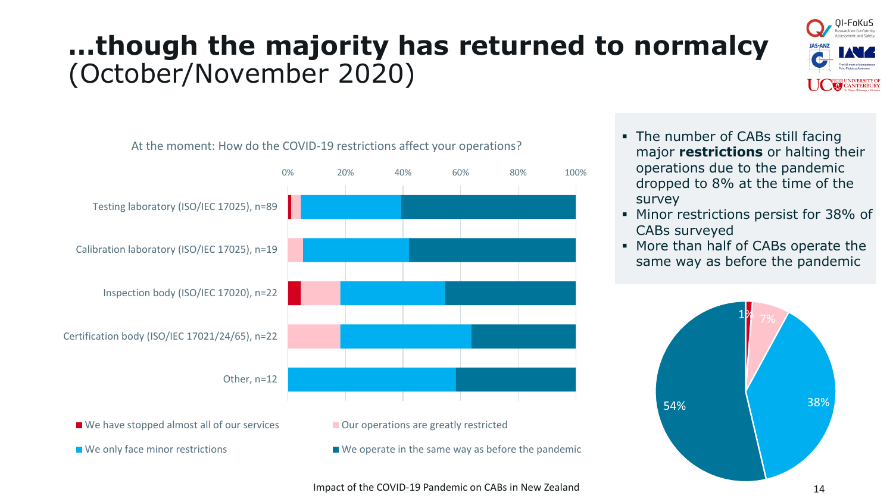# …though the majority has returned to normalcy (October/November 2020)

At the moment: How do the COVID-19 restrictions affect your operations?

- Testing laboratory (ISO/IEC 17025), n=89
- Calibration laboratory (ISO/IEC 17025), n=19
- Inspection body (ISO/IEC 17020), n=22
- Certification body (ISO/IEC 17021/24/65), n=22
- Other, n=12

Legend: We have stopped almost all of our services; Our operations are greatly restricted; We only face minor restrictions; We operate in the same way as before the pandemic

- The number of CABs still facing major **restrictions** or halting their operations due to the pandemic dropped to 8% at the time of the survey
- Minor restrictions persist for 38% of CABs surveyed
- More than half of CABs operate the same way as before the pandemic

1% 7% 38% 54%

Impact of the COVID-19 Pandemic on CABs in New Zealand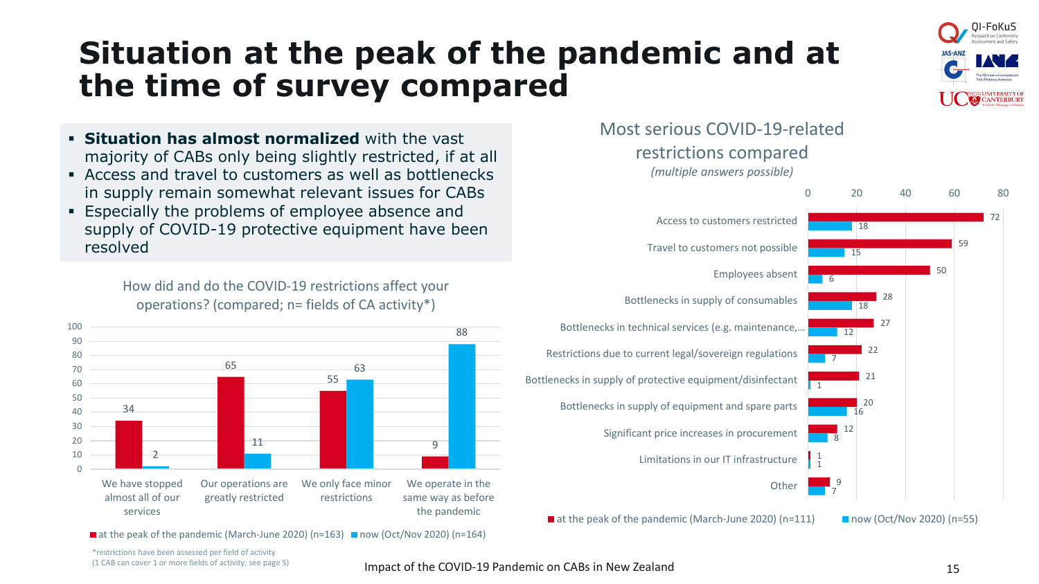# Situation at the peak of the pandemic and at the time of survey compared

- **Situation has almost normalized** with the vast majority of CABs only being slightly restricted, if at all
- Access and travel to customers as well as bottlenecks in supply remain somewhat relevant issues for CABs
- Especially the problems of employee absence and supply of COVID-19 protective equipment have been resolved

How did and do the COVID-19 restrictions affect your operations? (compared; n= fields of CA activity*)

| | at the peak of the pandemic (March-June 2020) (n=163) | now (Oct/Nov 2020) (n=164) |
|---|---|---|
| We have stopped almost all of our services | 34 | 2 |
| Our operations are greatly restricted | 65 | 11 |
| We only face minor restrictions | 55 | 63 |
| We operate in the same way as before the pandemic | 9 | 88 |

*restrictions have been assessed per field of activity
(1 CAB can cover 1 or more fields of activity; see page 5)

Most serious COVID-19-related restrictions compared
*(multiple answers possible)*

| | at the peak of the pandemic (March-June 2020) (n=111) | now (Oct/Nov 2020) (n=55) |
|---|---|---|
| Access to customers restricted | 72 | 18 |
| Travel to customers not possible | 59 | 15 |
| Employees absent | 50 | 6 |
| Bottlenecks in supply of consumables | 28 | 18 |
| Bottlenecks in technical services (e.g. maintenance,… | 27 | 12 |
| Restrictions due to current legal/sovereign regulations | 22 | 7 |
| Bottlenecks in supply of protective equipment/disinfectant | 21 | 1 |
| Bottlenecks in supply of equipment and spare parts | 20 | 16 |
| Significant price increases in procurement | 12 | 8 |
| Limitations in our IT infrastructure | 1 | 1 |
| Other | 9 | 7 |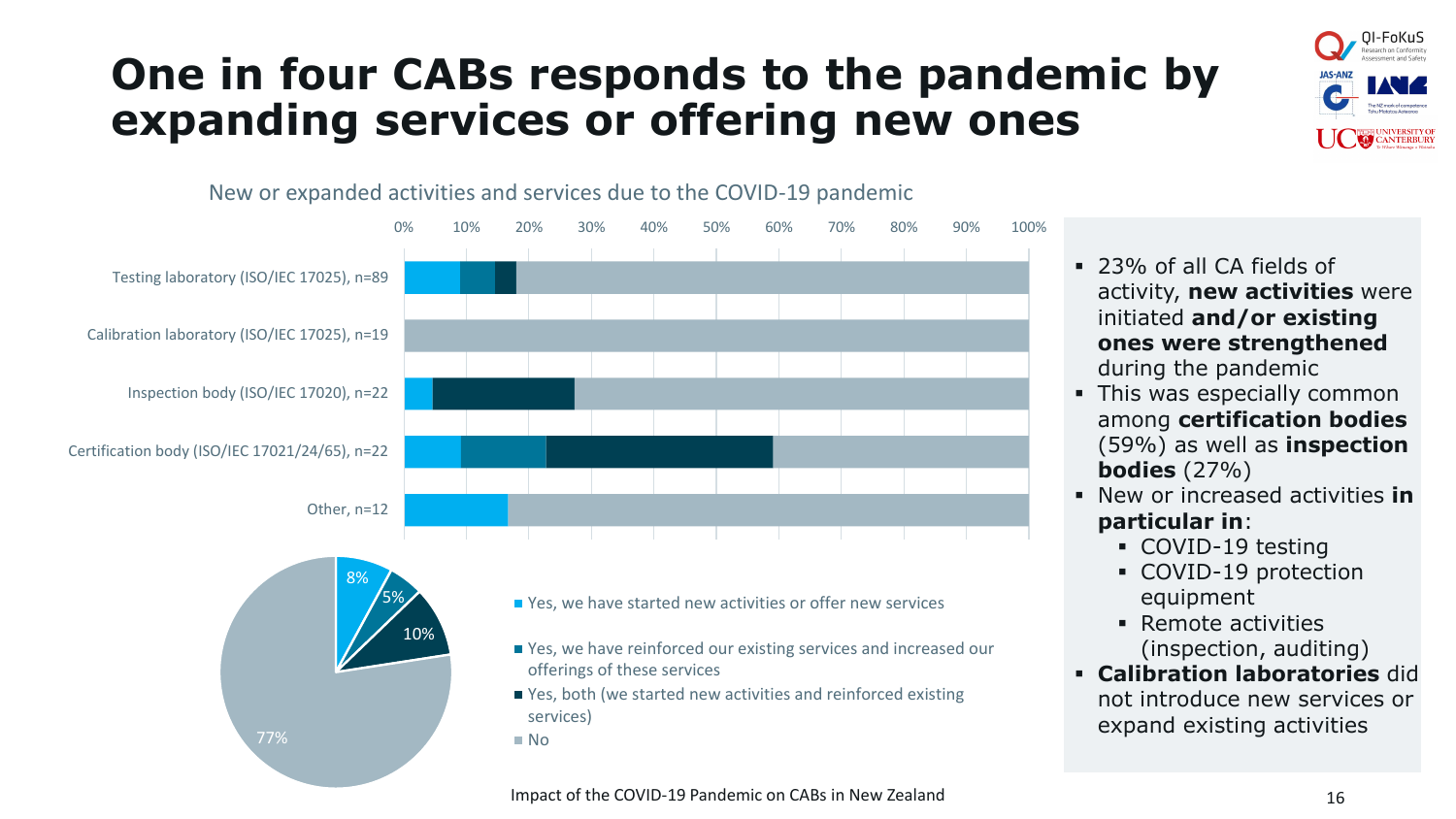# One in four CABs responds to the pandemic by expanding services or offering new ones

New or expanded activities and services due to the COVID-19 pandemic

0% 10% 20% 30% 40% 50% 60% 70% 80% 90% 100%

Testing laboratory (ISO/IEC 17025), n=89

Calibration laboratory (ISO/IEC 17025), n=19

Inspection body (ISO/IEC 17020), n=22

Certification body (ISO/IEC 17021/24/65), n=22

Other, n=12

8%

5%

10%

77%

- Yes, we have started new activities or offer new services
- Yes, we have reinforced our existing services and increased our offerings of these services
- Yes, both (we started new activities and reinforced existing services)
- No

- 23% of all CA fields of activity, **new activities** were initiated **and/or existing ones were strengthened** during the pandemic
- This was especially common among **certification bodies** (59%) as well as **inspection bodies** (27%)
- New or increased activities **in particular in**:
  - COVID-19 testing
  - COVID-19 protection equipment
  - Remote activities (inspection, auditing)
- **Calibration laboratories** did not introduce new services or expand existing activities

Impact of the COVID-19 Pandemic on CABs in New Zealand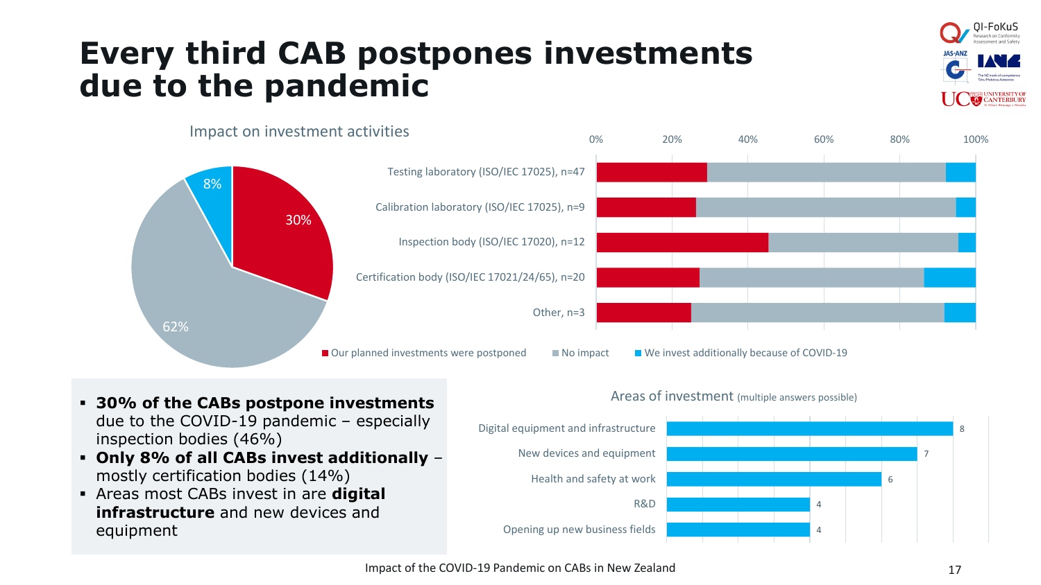# Every third CAB postpones investments due to the pandemic

Impact on investment activities

- 30%
- 62%
- 8%

| | Our planned investments were postponed | No impact | We invest additionally because of COVID-19 |
|---|---|---|---|
| Testing laboratory (ISO/IEC 17025), n=47 | | | |
| Calibration laboratory (ISO/IEC 17025), n=9 | | | |
| Inspection body (ISO/IEC 17020), n=12 | | | |
| Certification body (ISO/IEC 17021/24/65), n=20 | | | |
| Other, n=3 | | | |

- **30% of the CABs postpone investments** due to the COVID-19 pandemic – especially inspection bodies (46%)
- **Only 8% of all CABs invest additionally** – mostly certification bodies (14%)
- Areas most CABs invest in are **digital infrastructure** and new devices and equipment

Areas of investment (multiple answers possible)

| Area | Count |
|---|---|
| Digital equipment and infrastructure | 8 |
| New devices and equipment | 7 |
| Health and safety at work | 6 |
| R&D | 4 |
| Opening up new business fields | 4 |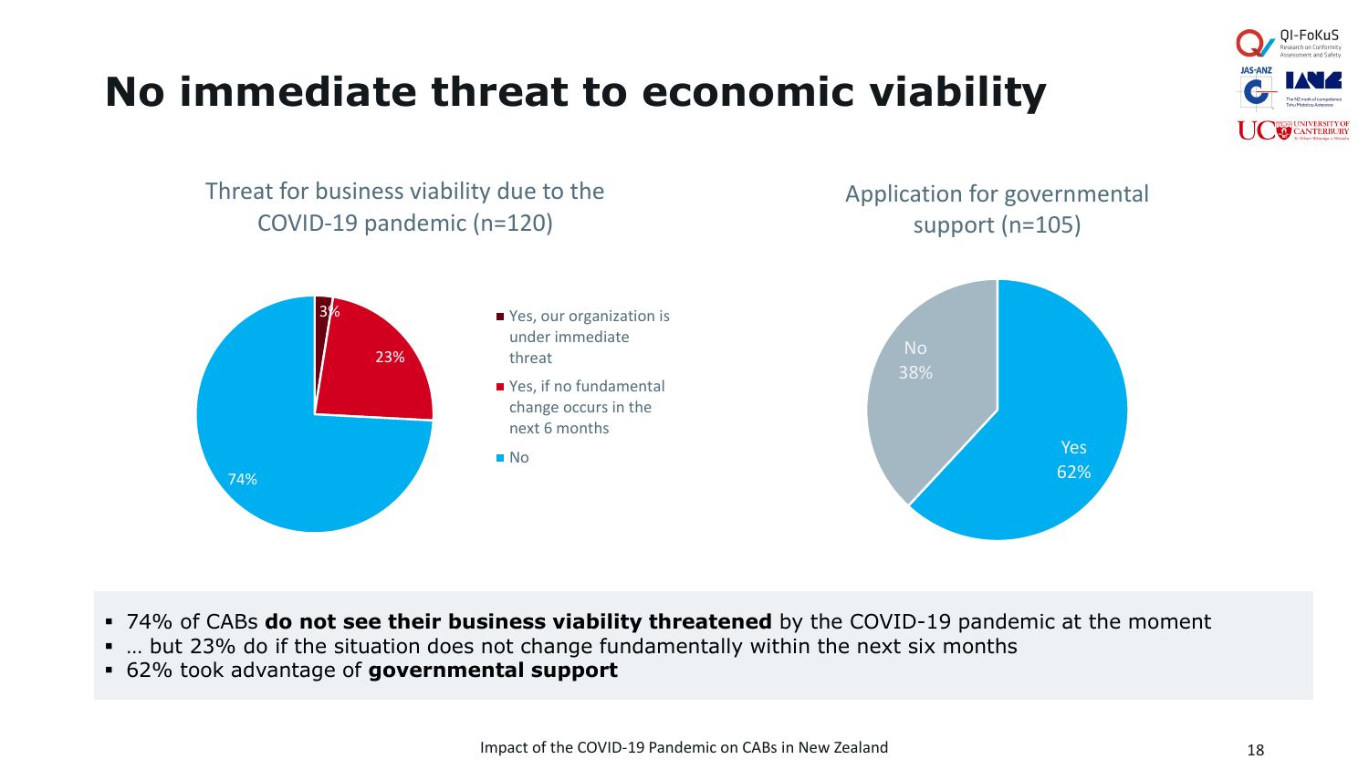# No immediate threat to economic viability

Threat for business viability due to the COVID-19 pandemic (n=120)

- Yes, our organization is under immediate threat: 3%
- Yes, if no fundamental change occurs in the next 6 months: 23%
- No: 74%

Application for governmental support (n=105)

- No: 38%
- Yes: 62%

- 74% of CABs **do not see their business viability threatened** by the COVID-19 pandemic at the moment
- … but 23% do if the situation does not change fundamentally within the next six months
- 62% took advantage of **governmental support**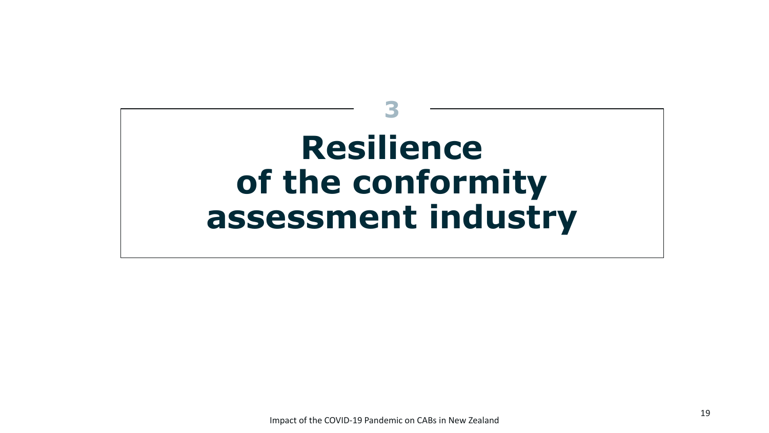3

# Resilience of the conformity assessment industry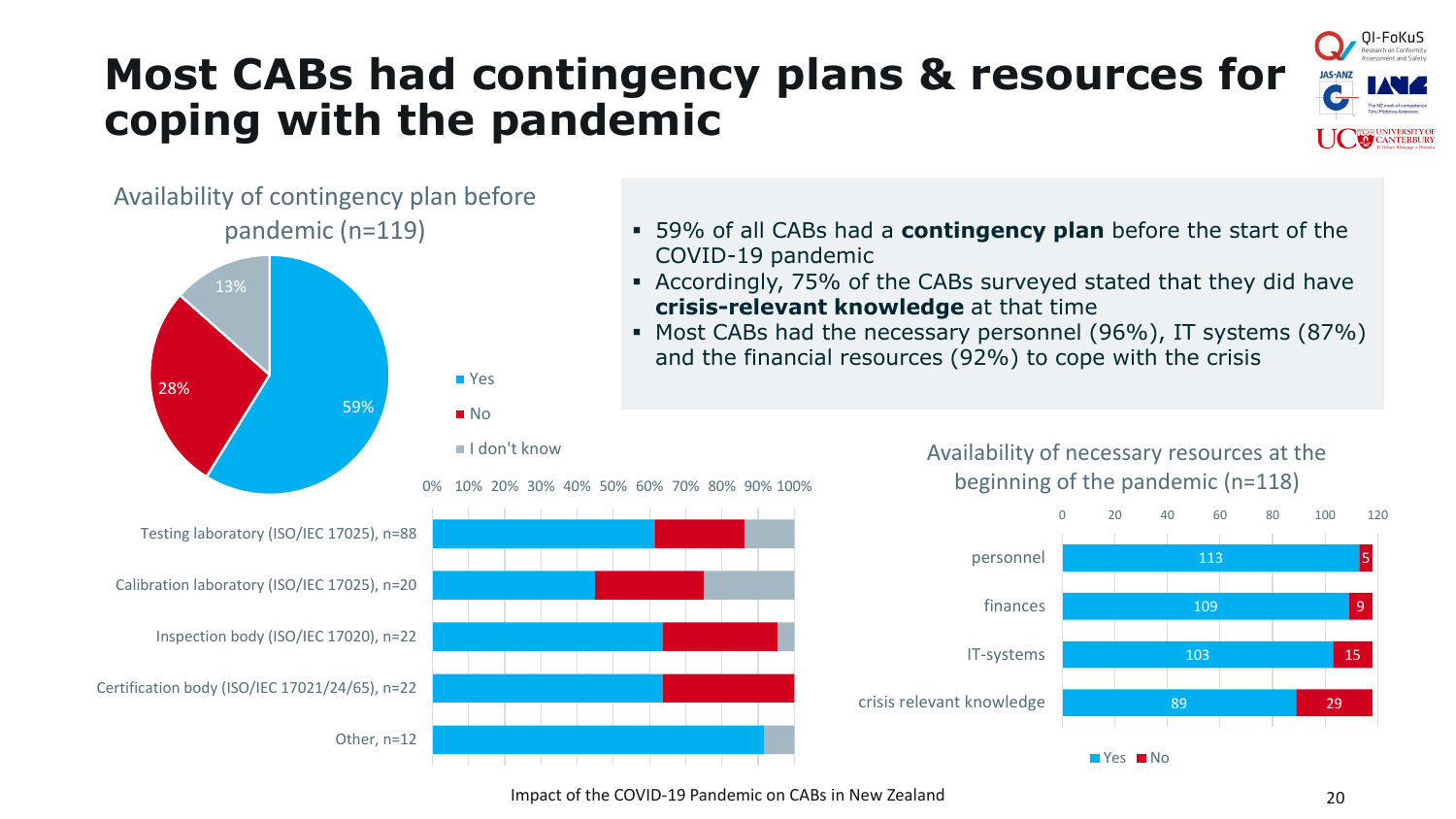# Most CABs had contingency plans & resources for coping with the pandemic

- 59% of all CABs had a **contingency plan** before the start of the COVID-19 pandemic
- Accordingly, 75% of the CABs surveyed stated that they did have **crisis-relevant knowledge** at that time
- Most CABs had the necessary personnel (96%), IT systems (87%) and the financial resources (92%) to cope with the crisis

Availability of contingency plan before pandemic (n=119)

| | Share |
| --- | --- |
| Yes | 59% |
| No | 28% |
| I don't know | 13% |

Breakdown by CAB type (Yes / No / I don't know):

- Testing laboratory (ISO/IEC 17025), n=88
- Calibration laboratory (ISO/IEC 17025), n=20
- Inspection body (ISO/IEC 17020), n=22
- Certification body (ISO/IEC 17021/24/65), n=22
- Other, n=12

Availability of necessary resources at the beginning of the pandemic (n=118)

| | Yes | No |
| --- | --- | --- |
| personnel | 113 | 5 |
| finances | 109 | 9 |
| IT-systems | 103 | 15 |
| crisis relevant knowledge | 89 | 29 |

Impact of the COVID-19 Pandemic on CABs in New Zealand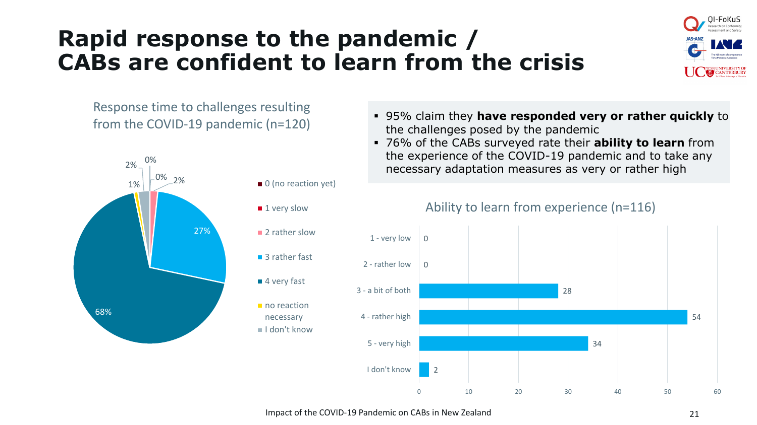# Rapid response to the pandemic / CABs are confident to learn from the crisis

Response time to challenges resulting from the COVID-19 pandemic (n=120)

| Response | Share |
| --- | --- |
| 0 (no reaction yet) | 0% |
| 1 very slow | 0% |
| 2 rather slow | 2% |
| 3 rather fast | 27% |
| 4 very fast | 68% |
| no reaction necessary | 1% |
| I don't know | 2% |

- 95% claim they **have responded very or rather quickly** to the challenges posed by the pandemic
- 76% of the CABs surveyed rate their **ability to learn** from the experience of the COVID-19 pandemic and to take any necessary adaptation measures as very or rather high

Ability to learn from experience (n=116)

| Rating | Count |
| --- | --- |
| 1 - very low | 0 |
| 2 - rather low | 0 |
| 3 - a bit of both | 28 |
| 4 - rather high | 54 |
| 5 - very high | 34 |
| I don't know | 2 |

Impact of the COVID-19 Pandemic on CABs in New Zealand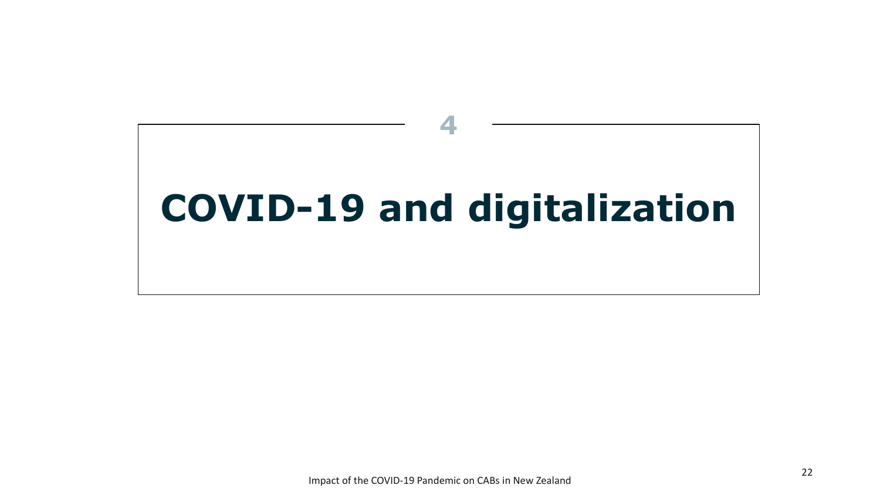4

# COVID-19 and digitalization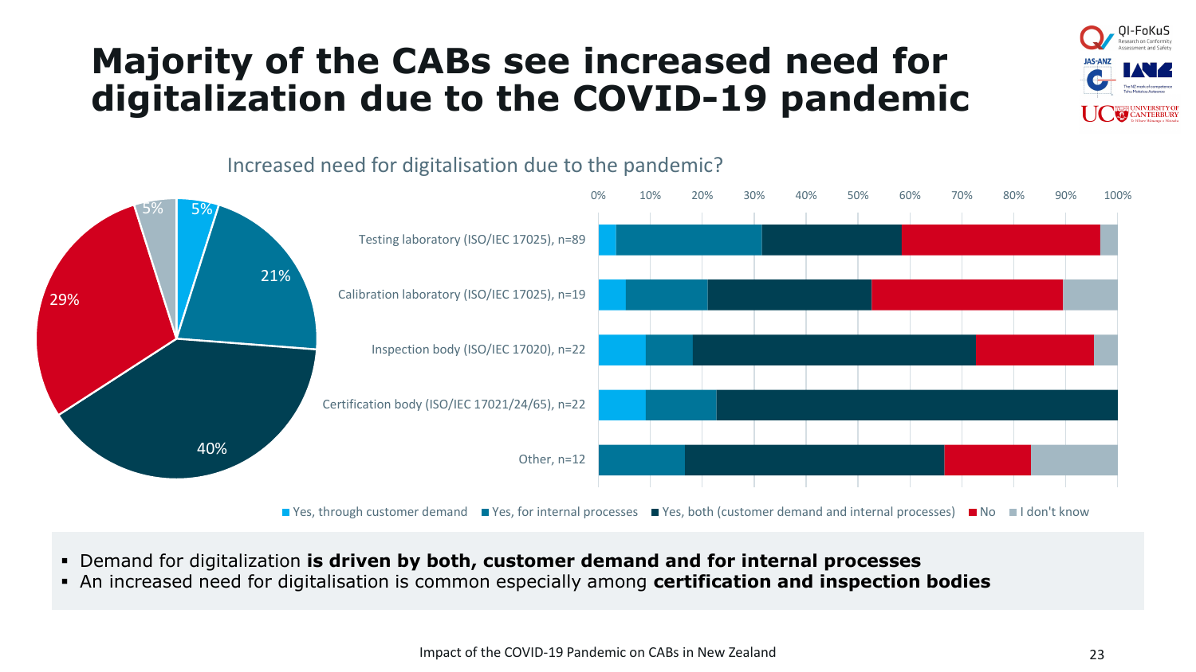# Majority of the CABs see increased need for digitalization due to the COVID-19 pandemic

Increased need for digitalisation due to the pandemic?

| Category | Share |
|---|---|
| Yes, through customer demand | 5% |
| Yes, for internal processes | 21% |
| Yes, both (customer demand and internal processes) | 40% |
| No | 29% |
| I don't know | 5% |

Testing laboratory (ISO/IEC 17025), n=89

Calibration laboratory (ISO/IEC 17025), n=19

Inspection body (ISO/IEC 17020), n=22

Certification body (ISO/IEC 17021/24/65), n=22

Other, n=12

Yes, through customer demand | Yes, for internal processes | Yes, both (customer demand and internal processes) | No | I don't know

- Demand for digitalization **is driven by both, customer demand and for internal processes**
- An increased need for digitalisation is common especially among **certification and inspection bodies**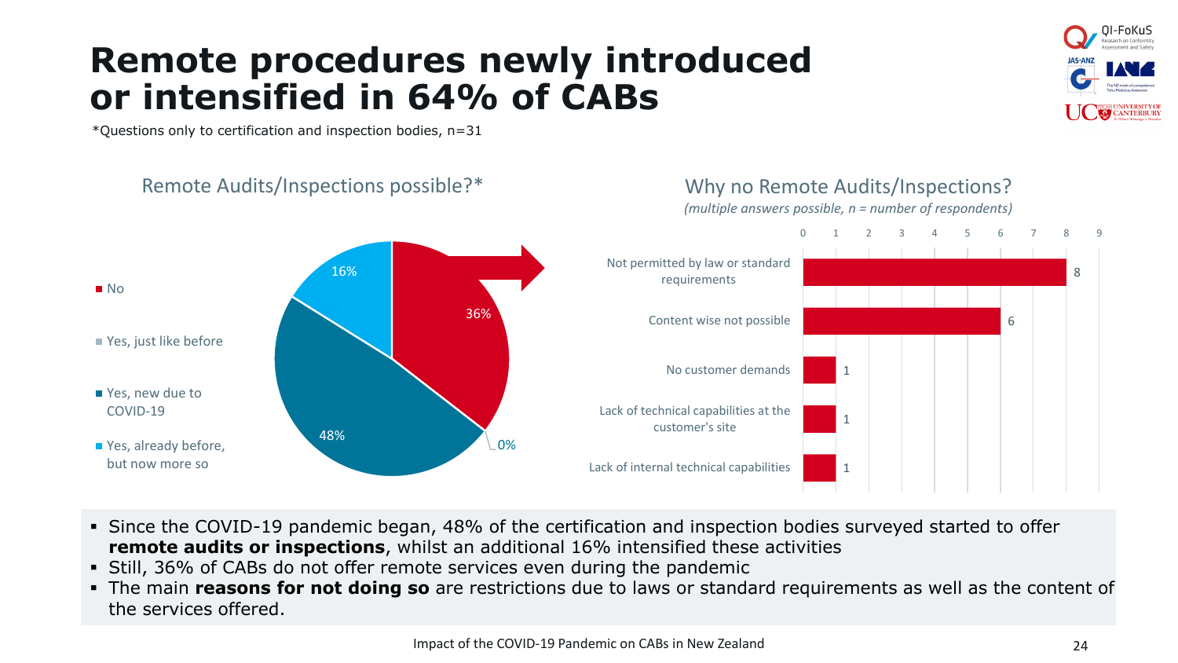# Remote procedures newly introduced or intensified in 64% of CABs

*Questions only to certification and inspection bodies, n=31

## Remote Audits/Inspections possible?*

| Response | Share |
|---|---|
| No | 36% |
| Yes, just like before | 0% |
| Yes, new due to COVID-19 | 48% |
| Yes, already before, but now more so | 16% |

## Why no Remote Audits/Inspections?

*(multiple answers possible, n = number of respondents)*

| Reason | n |
|---|---|
| Not permitted by law or standard requirements | 8 |
| Content wise not possible | 6 |
| No customer demands | 1 |
| Lack of technical capabilities at the customer's site | 1 |
| Lack of internal technical capabilities | 1 |

- Since the COVID-19 pandemic began, 48% of the certification and inspection bodies surveyed started to offer **remote audits or inspections**, whilst an additional 16% intensified these activities
- Still, 36% of CABs do not offer remote services even during the pandemic
- The main **reasons for not doing so** are restrictions due to laws or standard requirements as well as the content of the services offered.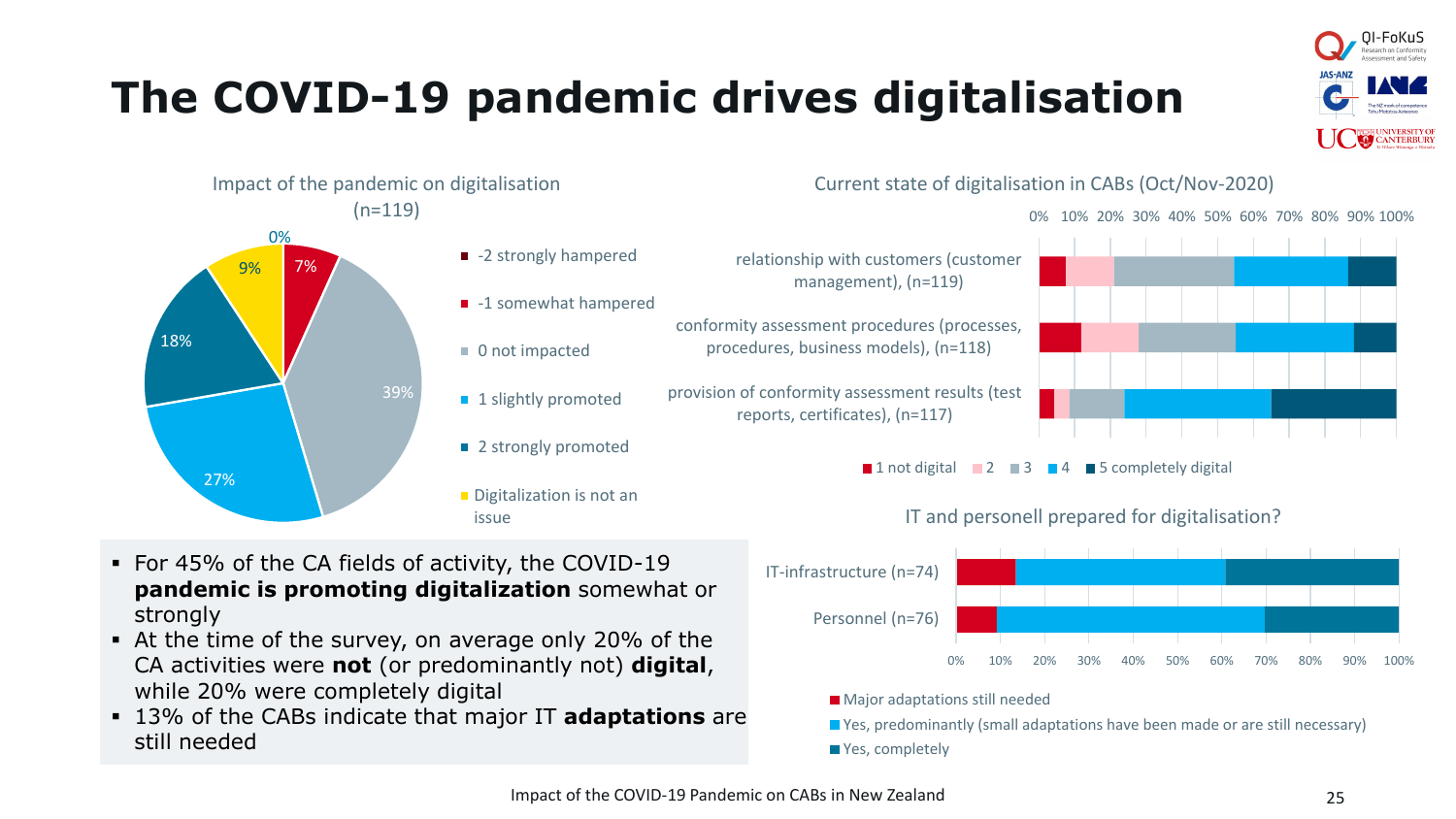# The COVID-19 pandemic drives digitalisation

**Impact of the pandemic on digitalisation (n=119)**

| Category | Share |
| --- | --- |
| -2 strongly hampered | 0% |
| -1 somewhat hampered | 7% |
| 0 not impacted | 39% |
| 1 slightly promoted | 27% |
| 2 strongly promoted | 18% |
| Digitalization is not an issue | 9% |

**Current state of digitalisation in CABs (Oct/Nov-2020)**

- relationship with customers (customer management), (n=119)
- conformity assessment procedures (processes, procedures, business models), (n=118)
- provision of conformity assessment results (test reports, certificates), (n=117)

Legend: 1 not digital, 2, 3, 4, 5 completely digital

**IT and personell prepared for digitalisation?**

- IT-infrastructure (n=74)
- Personnel (n=76)

Legend: Major adaptations still needed; Yes, predominantly (small adaptations have been made or are still necessary); Yes, completely

- For 45% of the CA fields of activity, the COVID-19 **pandemic is promoting digitalization** somewhat or strongly
- At the time of the survey, on average only 20% of the CA activities were **not** (or predominantly not) **digital**, while 20% were completely digital
- 13% of the CABs indicate that major IT **adaptations** are still needed

Impact of the COVID-19 Pandemic on CABs in New Zealand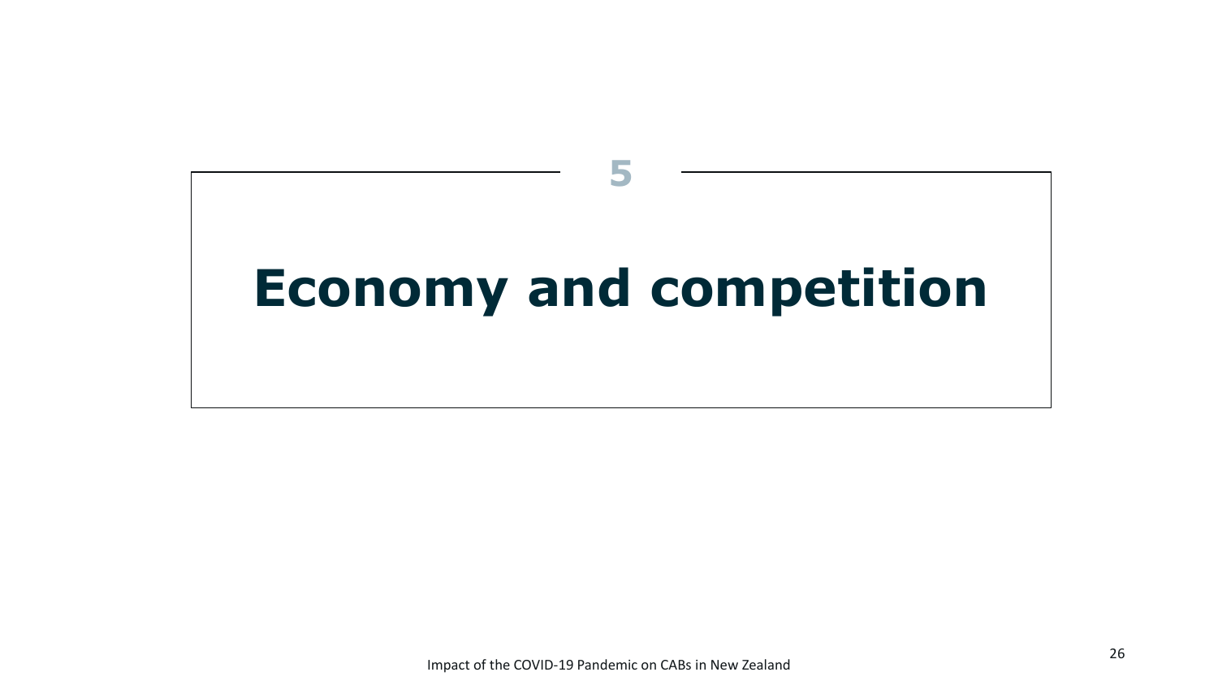5

# Economy and competition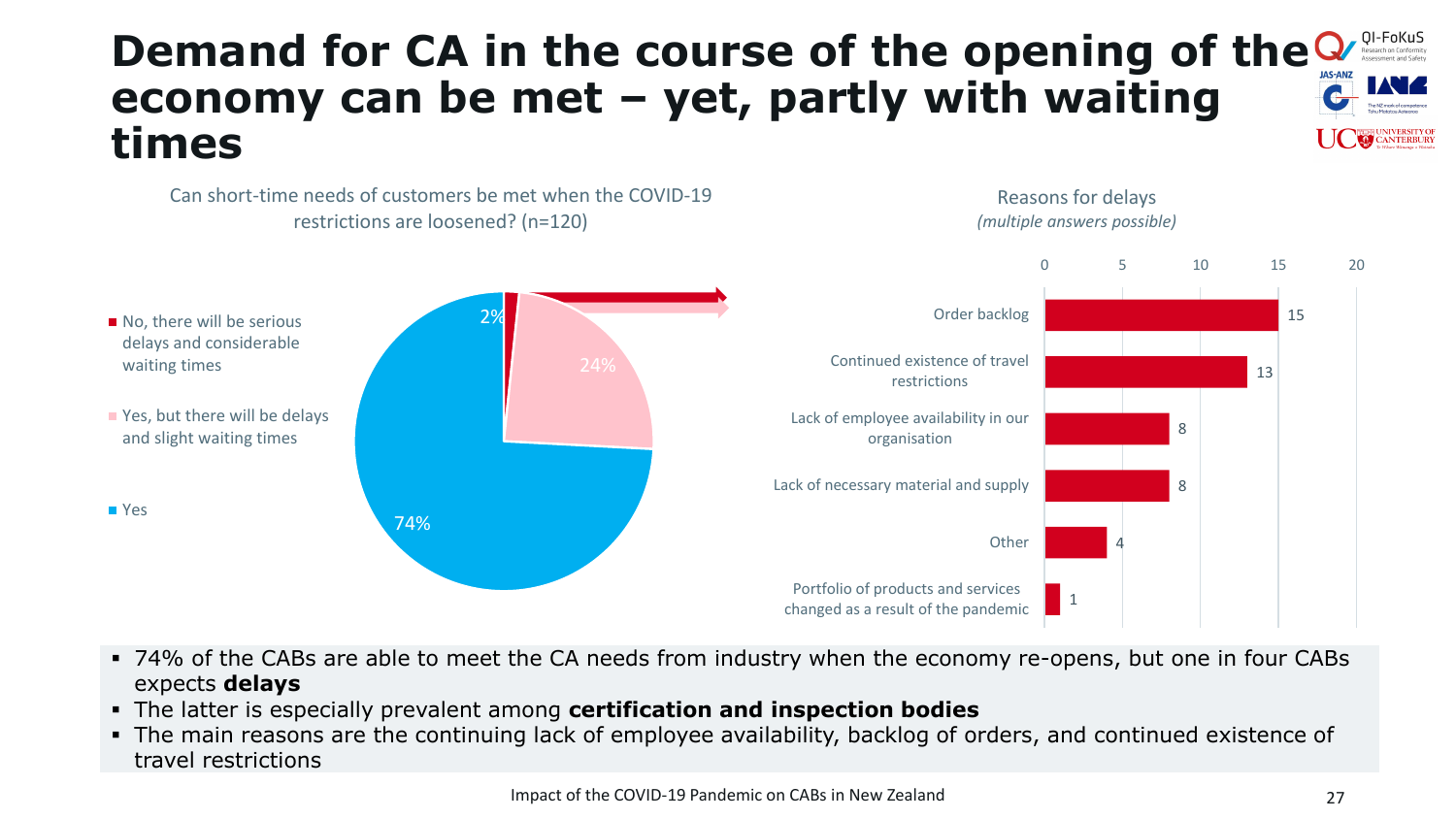# Demand for CA in the course of the opening of the economy can be met – yet, partly with waiting times

Can short-time needs of customers be met when the COVID-19 restrictions are loosened? (n=120)

| Answer | Share |
| --- | --- |
| No, there will be serious delays and considerable waiting times | 2% |
| Yes, but there will be delays and slight waiting times | 24% |
| Yes | 74% |

Reasons for delays
*(multiple answers possible)*

| Reason | Count |
| --- | --- |
| Order backlog | 15 |
| Continued existence of travel restrictions | 13 |
| Lack of employee availability in our organisation | 8 |
| Lack of necessary material and supply | 8 |
| Other | 4 |
| Portfolio of products and services changed as a result of the pandemic | 1 |

- 74% of the CABs are able to meet the CA needs from industry when the economy re-opens, but one in four CABs expects **delays**
- The latter is especially prevalent among **certification and inspection bodies**
- The main reasons are the continuing lack of employee availability, backlog of orders, and continued existence of travel restrictions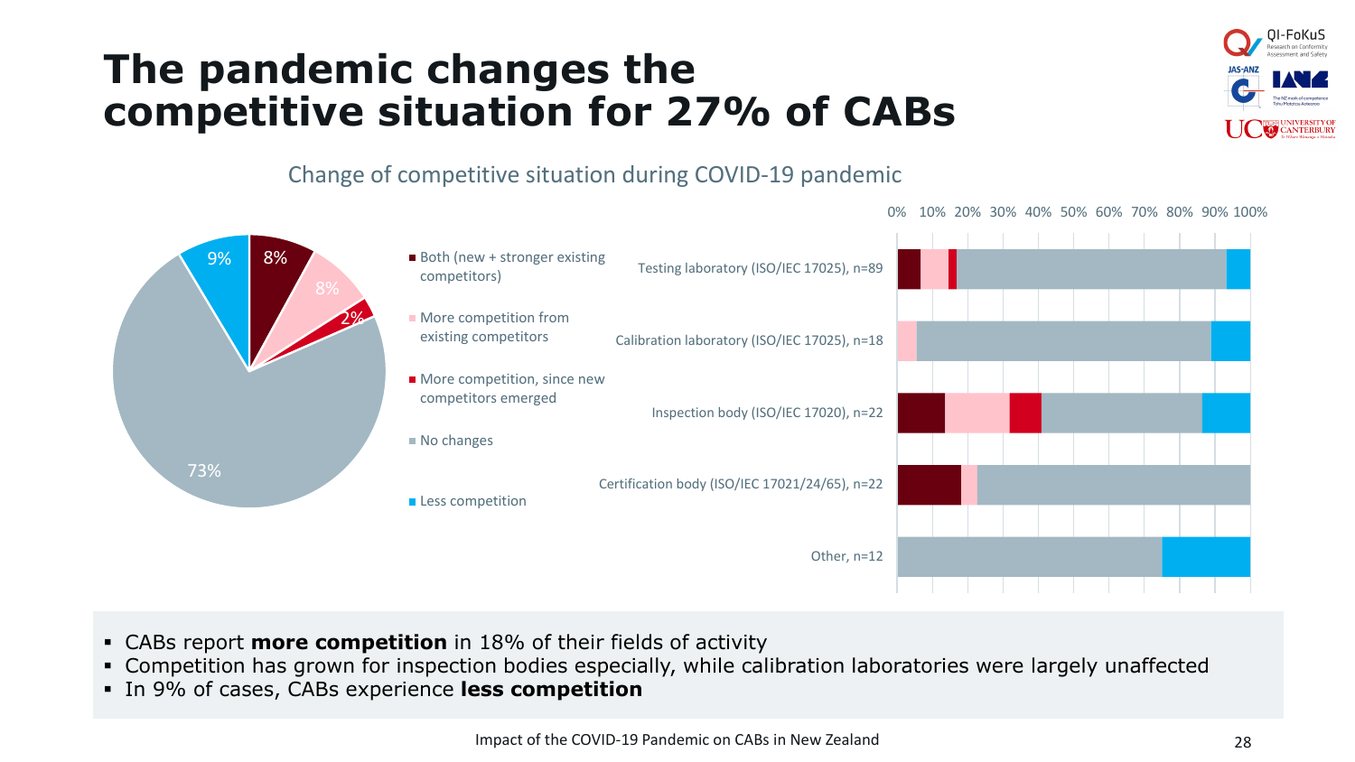# The pandemic changes the competitive situation for 27% of CABs

Change of competitive situation during COVID-19 pandemic

- Both (new + stronger existing competitors)
- More competition from existing competitors
- More competition, since new competitors emerged
- No changes
- Less competition

- CABs report **more competition** in 18% of their fields of activity
- Competition has grown for inspection bodies especially, while calibration laboratories were largely unaffected
- In 9% of cases, CABs experience **less competition**

Impact of the COVID-19 Pandemic on CABs in New Zealand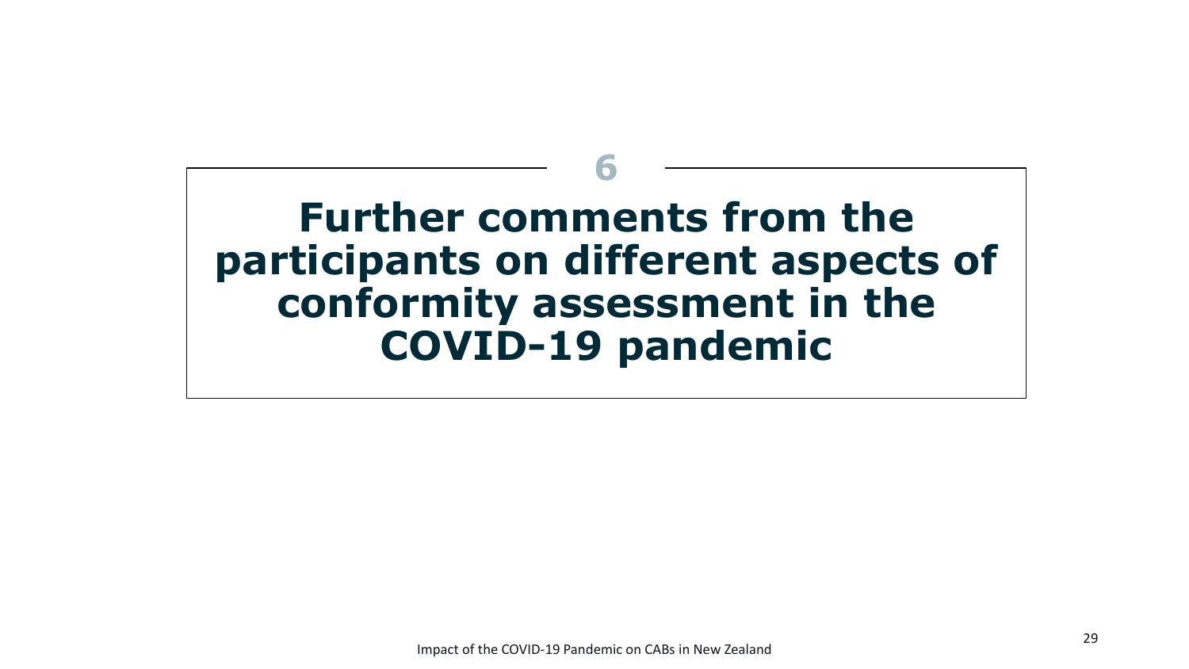# 6

# Further comments from the participants on different aspects of conformity assessment in the COVID-19 pandemic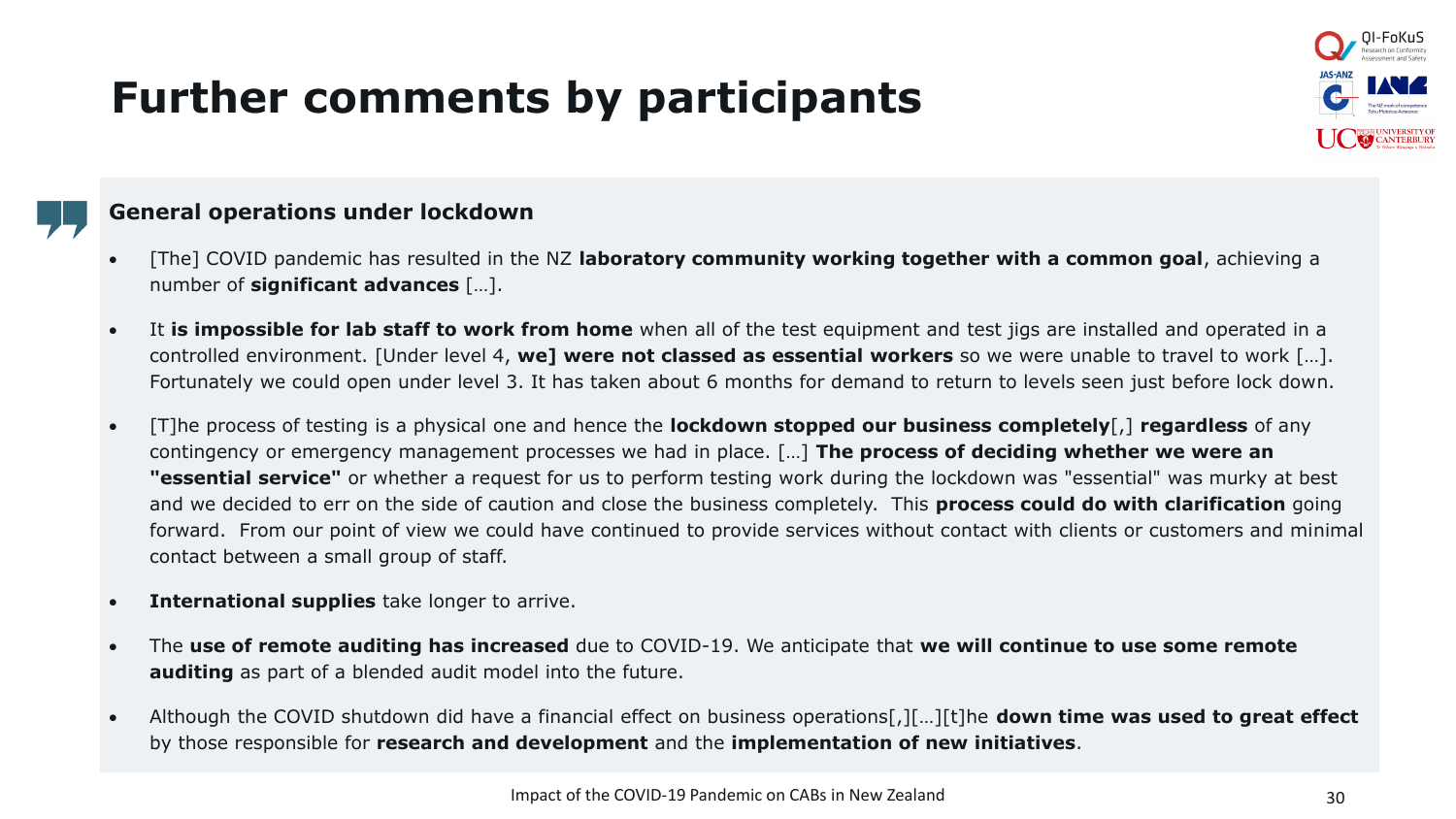# Further comments by participants

### General operations under lockdown

- [The] COVID pandemic has resulted in the NZ **laboratory community working together with a common goal**, achieving a number of **significant advances** […].
- It **is impossible for lab staff to work from home** when all of the test equipment and test jigs are installed and operated in a controlled environment. [Under level 4, **we] were not classed as essential workers** so we were unable to travel to work […]. Fortunately we could open under level 3. It has taken about 6 months for demand to return to levels seen just before lock down.
- [T]he process of testing is a physical one and hence the **lockdown stopped our business completely**[,] **regardless** of any contingency or emergency management processes we had in place. […] **The process of deciding whether we were an "essential service"** or whether a request for us to perform testing work during the lockdown was "essential" was murky at best and we decided to err on the side of caution and close the business completely. This **process could do with clarification** going forward. From our point of view we could have continued to provide services without contact with clients or customers and minimal contact between a small group of staff.
- **International supplies** take longer to arrive.
- The **use of remote auditing has increased** due to COVID-19. We anticipate that **we will continue to use some remote auditing** as part of a blended audit model into the future.
- Although the COVID shutdown did have a financial effect on business operations[,][…][t]he **down time was used to great effect** by those responsible for **research and development** and the **implementation of new initiatives**.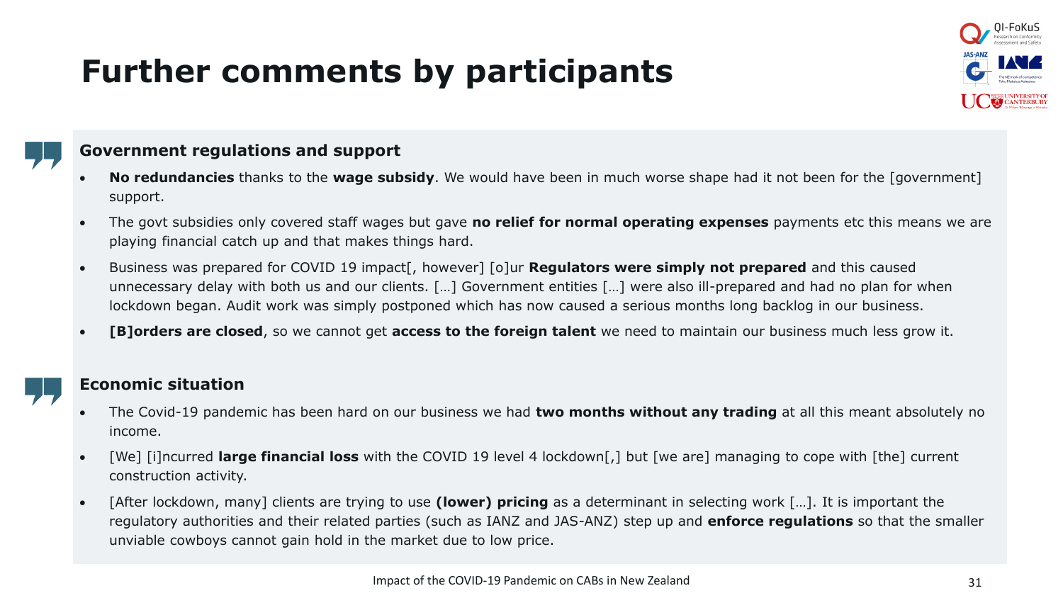# Further comments by participants

### Government regulations and support

- **No redundancies** thanks to the **wage subsidy**. We would have been in much worse shape had it not been for the [government] support.
- The govt subsidies only covered staff wages but gave **no relief for normal operating expenses** payments etc this means we are playing financial catch up and that makes things hard.
- Business was prepared for COVID 19 impact[, however] [o]ur **Regulators were simply not prepared** and this caused unnecessary delay with both us and our clients. […] Government entities […] were also ill-prepared and had no plan for when lockdown began. Audit work was simply postponed which has now caused a serious months long backlog in our business.
- **[B]orders are closed**, so we cannot get **access to the foreign talent** we need to maintain our business much less grow it.

### Economic situation

- The Covid-19 pandemic has been hard on our business we had **two months without any trading** at all this meant absolutely no income.
- [We] [i]ncurred **large financial loss** with the COVID 19 level 4 lockdown[,] but [we are] managing to cope with [the] current construction activity.
- [After lockdown, many] clients are trying to use **(lower) pricing** as a determinant in selecting work […]. It is important the regulatory authorities and their related parties (such as IANZ and JAS-ANZ) step up and **enforce regulations** so that the smaller unviable cowboys cannot gain hold in the market due to low price.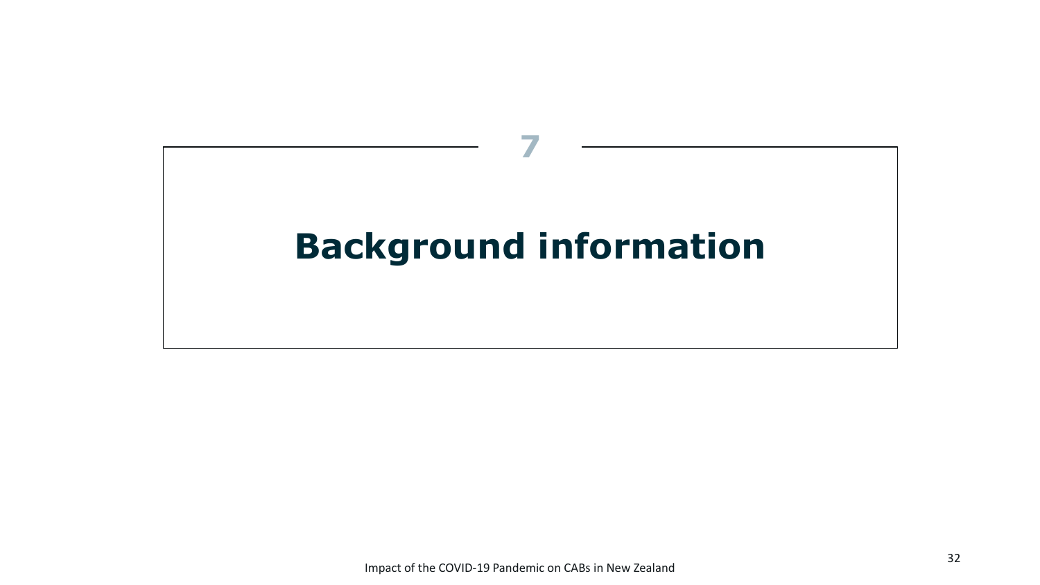# 7

# Background information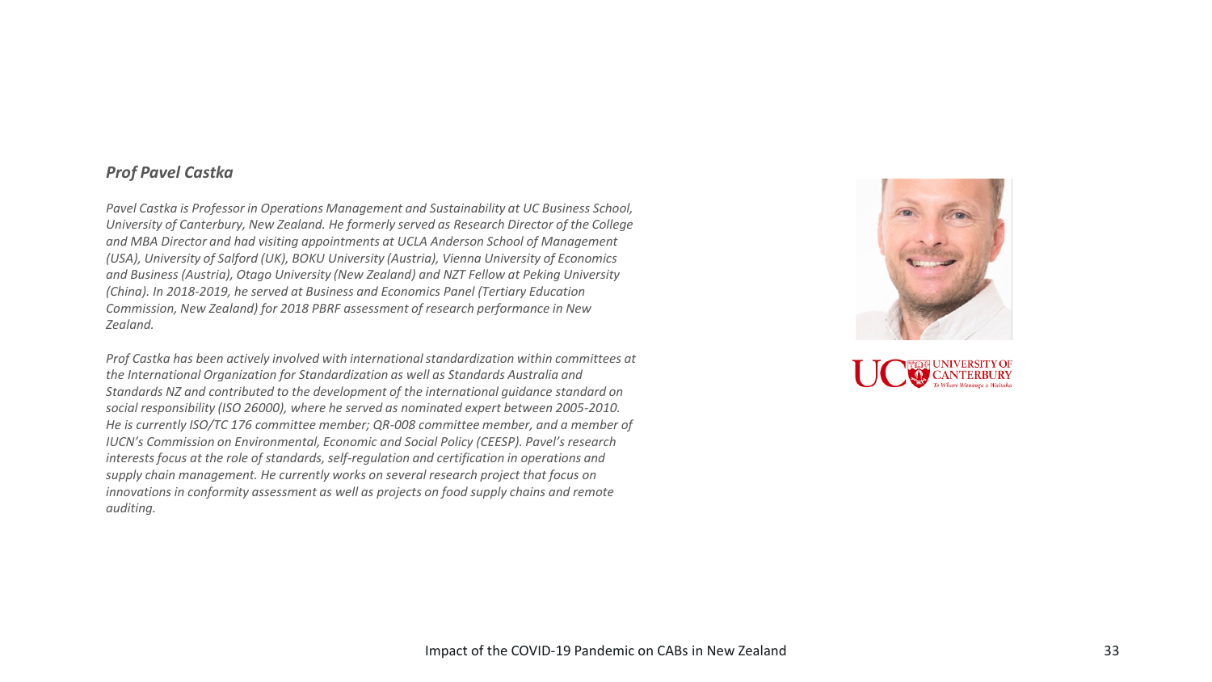***Prof Pavel Castka***

*Pavel Castka is Professor in Operations Management and Sustainability at UC Business School, University of Canterbury, New Zealand. He formerly served as Research Director of the College and MBA Director and had visiting appointments at UCLA Anderson School of Management (USA), University of Salford (UK), BOKU University (Austria), Vienna University of Economics and Business (Austria), Otago University (New Zealand) and NZT Fellow at Peking University (China). In 2018-2019, he served at Business and Economics Panel (Tertiary Education Commission, New Zealand) for 2018 PBRF assessment of research performance in New Zealand.*

*Prof Castka has been actively involved with international standardization within committees at the International Organization for Standardization as well as Standards Australia and Standards NZ and contributed to the development of the international guidance standard on social responsibility (ISO 26000), where he served as nominated expert between 2005-2010. He is currently ISO/TC 176 committee member; QR-008 committee member, and a member of IUCN's Commission on Environmental, Economic and Social Policy (CEESP). Pavel's research interests focus at the role of standards, self-regulation and certification in operations and supply chain management. He currently works on several research project that focus on innovations in conformity assessment as well as projects on food supply chains and remote auditing.*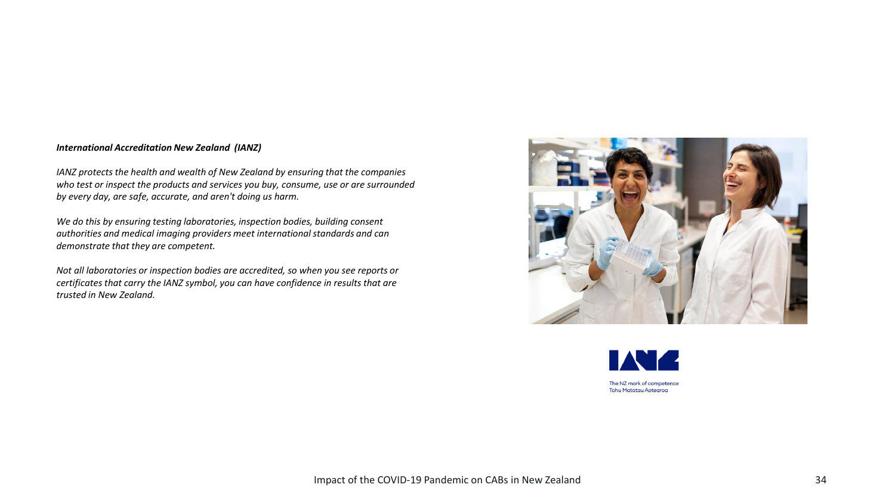***International Accreditation New Zealand (IANZ)***

*IANZ protects the health and wealth of New Zealand by ensuring that the companies who test or inspect the products and services you buy, consume, use or are surrounded by every day, are safe, accurate, and aren't doing us harm.*

*We do this by ensuring testing laboratories, inspection bodies, building consent authorities and medical imaging providers meet international standards and can demonstrate that they are competent.*

*Not all laboratories or inspection bodies are accredited, so when you see reports or certificates that carry the IANZ symbol, you can have confidence in results that are trusted in New Zealand.*

The NZ mark of competence
Tohu Matatau Aotearoa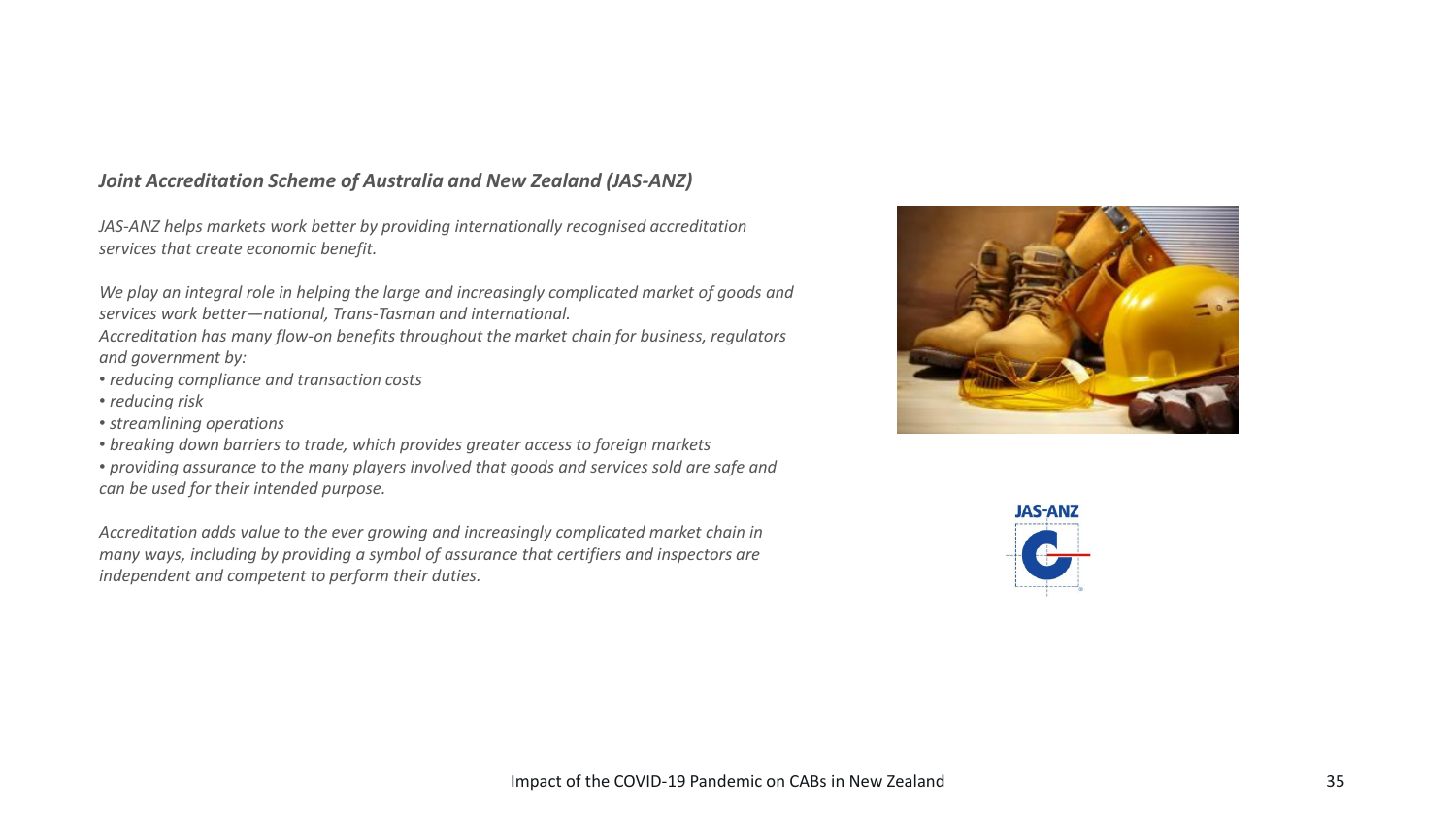### *Joint Accreditation Scheme of Australia and New Zealand (JAS-ANZ)*

*JAS-ANZ helps markets work better by providing internationally recognised accreditation services that create economic benefit.*

*We play an integral role in helping the large and increasingly complicated market of goods and services work better—national, Trans-Tasman and international.*
*Accreditation has many flow-on benefits throughout the market chain for business, regulators and government by:*

- *reducing compliance and transaction costs*
- *reducing risk*
- *streamlining operations*
- *breaking down barriers to trade, which provides greater access to foreign markets*
- *providing assurance to the many players involved that goods and services sold are safe and can be used for their intended purpose.*

*Accreditation adds value to the ever growing and increasingly complicated market chain in many ways, including by providing a symbol of assurance that certifiers and inspectors are independent and competent to perform their duties.*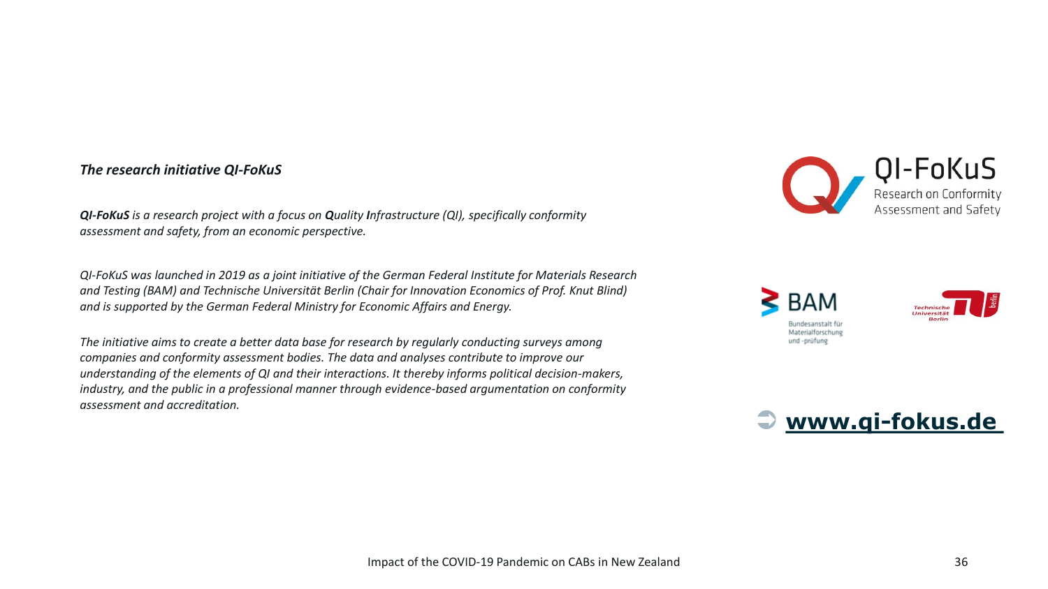***The research initiative QI-FoKuS***

***QI-FoKuS** is a research project with a focus on **Q**uality **I**nfrastructure (QI), specifically conformity assessment and safety, from an economic perspective.*

*QI-FoKuS was launched in 2019 as a joint initiative of the German Federal Institute for Materials Research and Testing (BAM) and Technische Universität Berlin (Chair for Innovation Economics of Prof. Knut Blind) and is supported by the German Federal Ministry for Economic Affairs and Energy.*

*The initiative aims to create a better data base for research by regularly conducting surveys among companies and conformity assessment bodies. The data and analyses contribute to improve our understanding of the elements of QI and their interactions. It thereby informs political decision-makers, industry, and the public in a professional manner through evidence-based argumentation on conformity assessment and accreditation.*

QI-FoKuS
Research on Conformity Assessment and Safety

BAM
Bundesanstalt für Materialforschung und -prüfung

Technische Universität Berlin

➲ **www.qi-fokus.de**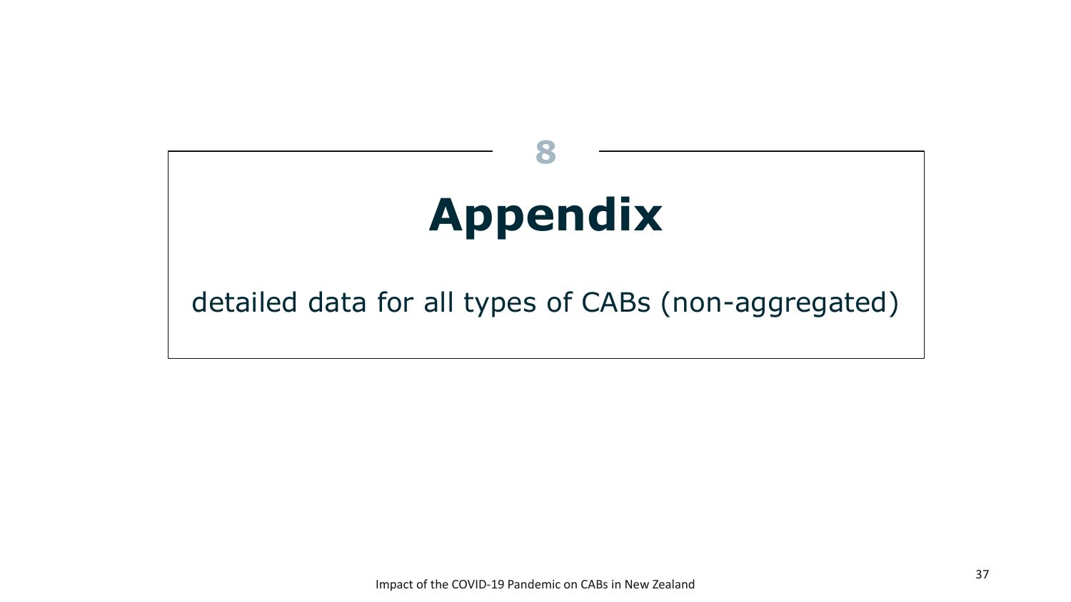8

# Appendix

detailed data for all types of CABs (non-aggregated)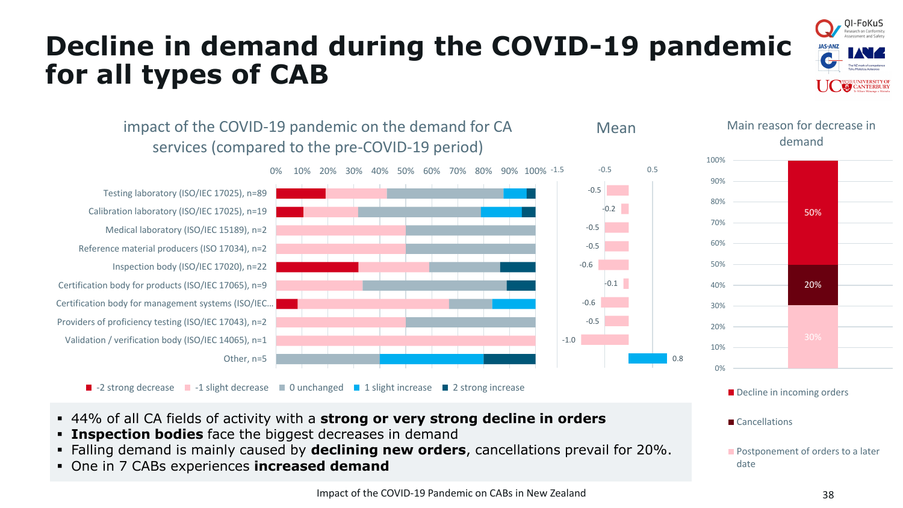# Decline in demand during the COVID-19 pandemic for all types of CAB

### impact of the COVID-19 pandemic on the demand for CA services (compared to the pre-COVID-19 period)

| Type of CAB | Mean |
|---|---|
| Testing laboratory (ISO/IEC 17025), n=89 | -0.5 |
| Calibration laboratory (ISO/IEC 17025), n=19 | -0.2 |
| Medical laboratory (ISO/IEC 15189), n=2 | -0.5 |
| Reference material producers (ISO 17034), n=2 | -0.5 |
| Inspection body (ISO/IEC 17020), n=22 | -0.6 |
| Certification body for products (ISO/IEC 17065), n=9 | -0.1 |
| Certification body for management systems (ISO/IEC... | -0.6 |
| Providers of proficiency testing (ISO/IEC 17043), n=2 | -0.5 |
| Validation / verification body (ISO/IEC 14065), n=1 | -1.0 |
| Other, n=5 | 0.8 |

-2 strong decrease, -1 slight decrease, 0 unchanged, 1 slight increase, 2 strong increase

### Main reason for decrease in demand

| Reason | Share |
|---|---|
| Decline in incoming orders | 50% |
| Cancellations | 20% |
| Postponement of orders to a later date | 30% |

- 44% of all CA fields of activity with a **strong or very strong decline in orders**
- **Inspection bodies** face the biggest decreases in demand
- Falling demand is mainly caused by **declining new orders**, cancellations prevail for 20%.
- One in 7 CABs experiences **increased demand**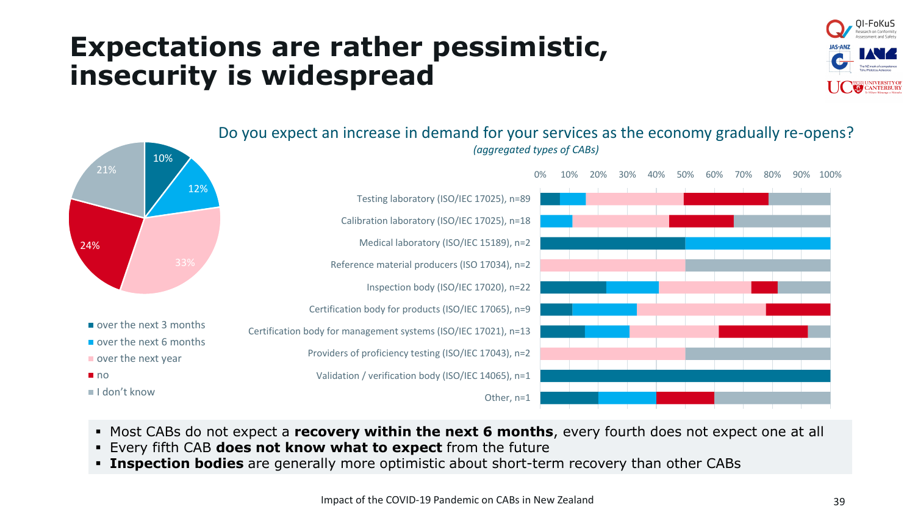# Expectations are rather pessimistic, insecurity is widespread

Do you expect an increase in demand for your services as the economy gradually re-opens?

*(aggregated types of CABs)*

- over the next 3 months
- over the next 6 months
- over the next year
- no
- I don't know

| Response | Share |
|---|---|
| over the next 3 months | 10% |
| over the next 6 months | 12% |
| over the next year | 33% |
| no | 24% |
| I don't know | 21% |

Testing laboratory (ISO/IEC 17025), n=89

Calibration laboratory (ISO/IEC 17025), n=18

Medical laboratory (ISO/IEC 15189), n=2

Reference material producers (ISO 17034), n=2

Inspection body (ISO/IEC 17020), n=22

Certification body for products (ISO/IEC 17065), n=9

Certification body for management systems (ISO/IEC 17021), n=13

Providers of proficiency testing (ISO/IEC 17043), n=2

Validation / verification body (ISO/IEC 14065), n=1

Other, n=1

- Most CABs do not expect a **recovery within the next 6 months**, every fourth does not expect one at all
- Every fifth CAB **does not know what to expect** from the future
- **Inspection bodies** are generally more optimistic about short-term recovery than other CABs

Impact of the COVID-19 Pandemic on CABs in New Zealand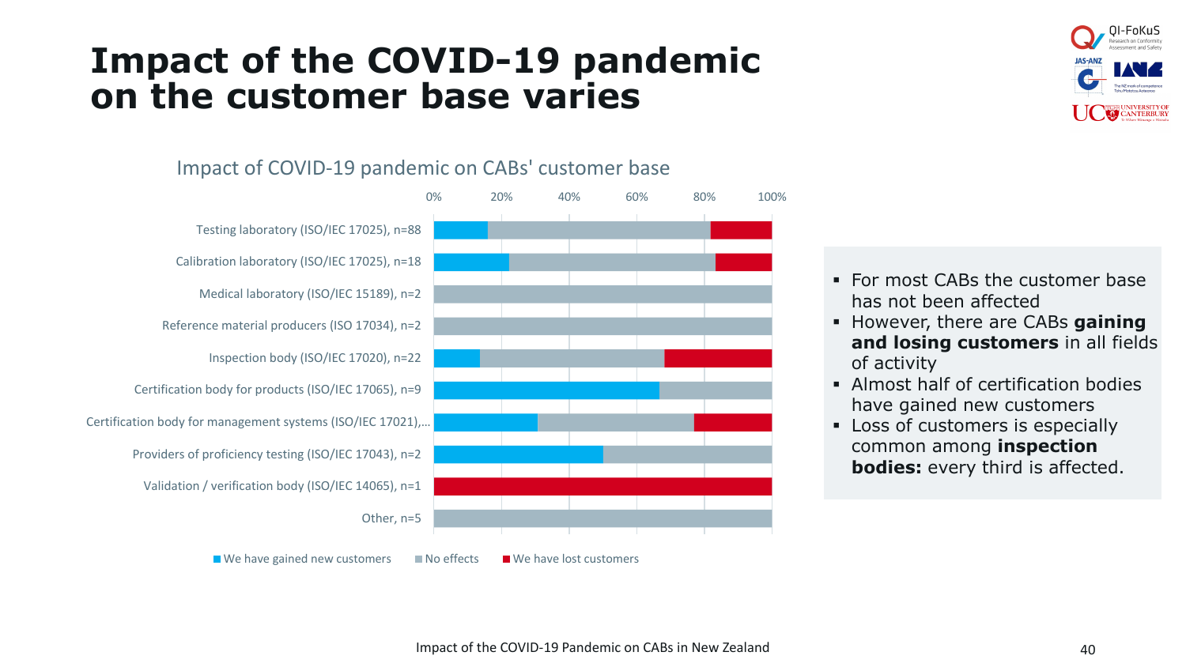# Impact of the COVID-19 pandemic on the customer base varies

Impact of COVID-19 pandemic on CABs' customer base

| Category | We have gained new customers | No effects | We have lost customers |
|---|---|---|---|
| Testing laboratory (ISO/IEC 17025), n=88 | | | |
| Calibration laboratory (ISO/IEC 17025), n=18 | | | |
| Medical laboratory (ISO/IEC 15189), n=2 | | | |
| Reference material producers (ISO 17034), n=2 | | | |
| Inspection body (ISO/IEC 17020), n=22 | | | |
| Certification body for products (ISO/IEC 17065), n=9 | | | |
| Certification body for management systems (ISO/IEC 17021),… | | | |
| Providers of proficiency testing (ISO/IEC 17043), n=2 | | | |
| Validation / verification body (ISO/IEC 14065), n=1 | | | |
| Other, n=5 | | | |

- For most CABs the customer base has not been affected
- However, there are CABs **gaining and losing customers** in all fields of activity
- Almost half of certification bodies have gained new customers
- Loss of customers is especially common among **inspection bodies:** every third is affected.

Impact of the COVID-19 Pandemic on CABs in New Zealand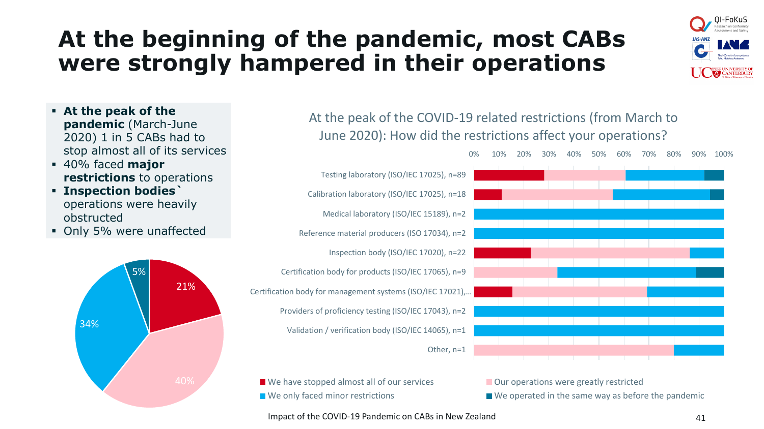# At the beginning of the pandemic, most CABs were strongly hampered in their operations

- **At the peak of the pandemic** (March-June 2020) 1 in 5 CABs had to stop almost all of its services
- 40% faced **major restrictions** to operations
- **Inspection bodies`** operations were heavily obstructed
- Only 5% were unaffected

21%

40%

34%

5%

At the peak of the COVID-19 related restrictions (from March to June 2020): How did the restrictions affect your operations?

0% 10% 20% 30% 40% 50% 60% 70% 80% 90% 100%

Testing laboratory (ISO/IEC 17025), n=89

Calibration laboratory (ISO/IEC 17025), n=18

Medical laboratory (ISO/IEC 15189), n=2

Reference material producers (ISO 17034), n=2

Inspection body (ISO/IEC 17020), n=22

Certification body for products (ISO/IEC 17065), n=9

Certification body for management systems (ISO/IEC 17021),…

Providers of proficiency testing (ISO/IEC 17043), n=2

Validation / verification body (ISO/IEC 14065), n=1

Other, n=1

- We have stopped almost all of our services
- Our operations were greatly restricted
- We only faced minor restrictions
- We operated in the same way as before the pandemic

Impact of the COVID-19 Pandemic on CABs in New Zealand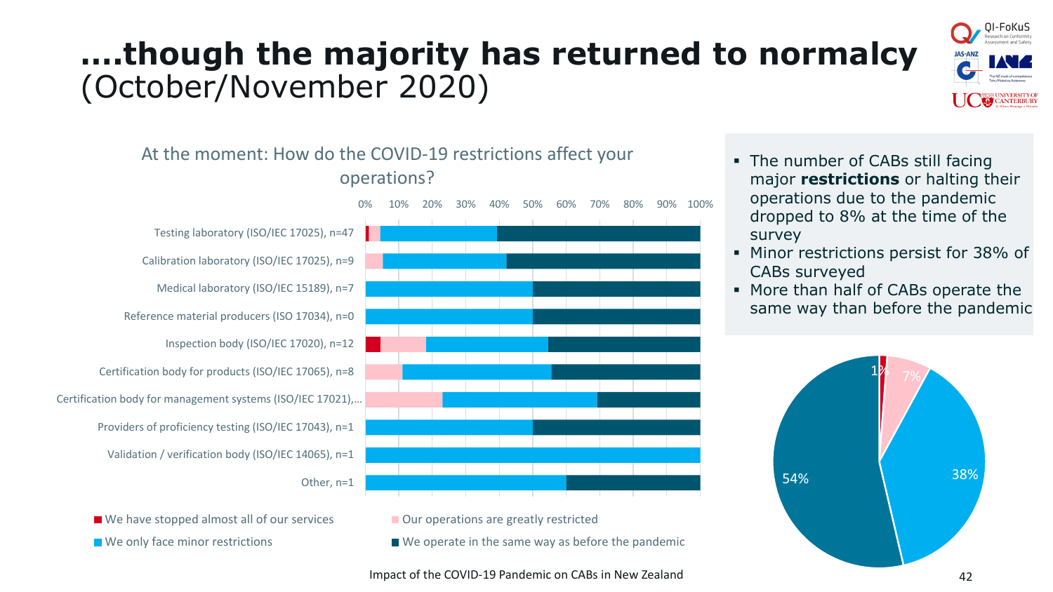# ….though the majority has returned to normalcy (October/November 2020)

At the moment: How do the COVID-19 restrictions affect your operations?

0% 10% 20% 30% 40% 50% 60% 70% 80% 90% 100%

- Testing laboratory (ISO/IEC 17025), n=47
- Calibration laboratory (ISO/IEC 17025), n=9
- Medical laboratory (ISO/IEC 15189), n=7
- Reference material producers (ISO 17034), n=0
- Inspection body (ISO/IEC 17020), n=12
- Certification body for products (ISO/IEC 17065), n=8
- Certification body for management systems (ISO/IEC 17021),…
- Providers of proficiency testing (ISO/IEC 17043), n=1
- Validation / verification body (ISO/IEC 14065), n=1
- Other, n=1

- We have stopped almost all of our services
- Our operations are greatly restricted
- We only face minor restrictions
- We operate in the same way as before the pandemic

- The number of CABs still facing major **restrictions** or halting their operations due to the pandemic dropped to 8% at the time of the survey
- Minor restrictions persist for 38% of CABs surveyed
- More than half of CABs operate the same way than before the pandemic

1% 7% 38% 54%

Impact of the COVID-19 Pandemic on CABs in New Zealand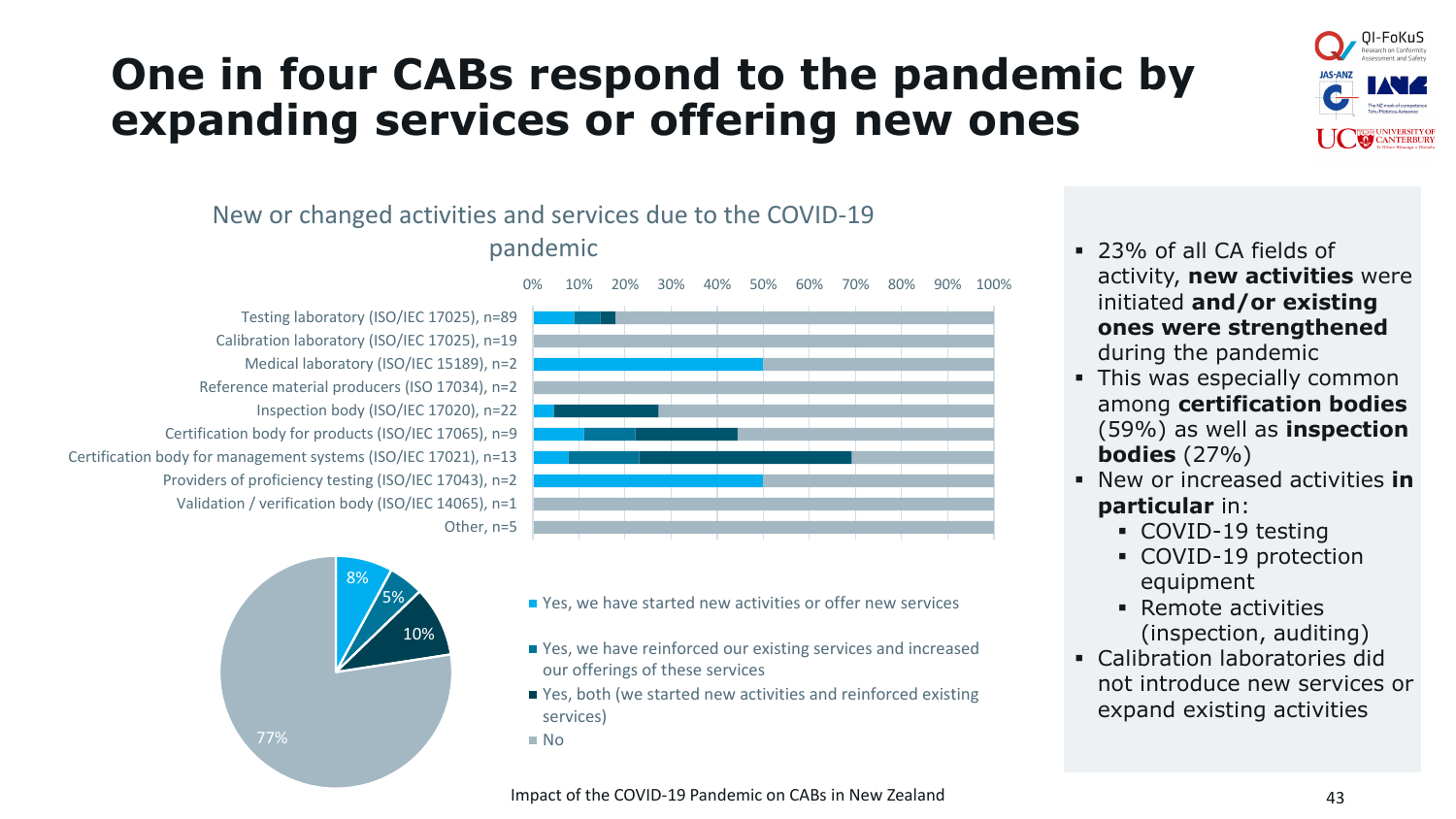# One in four CABs respond to the pandemic by expanding services or offering new ones

New or changed activities and services due to the COVID-19 pandemic

- Testing laboratory (ISO/IEC 17025), n=89
- Calibration laboratory (ISO/IEC 17025), n=19
- Medical laboratory (ISO/IEC 15189), n=2
- Reference material producers (ISO 17034), n=2
- Inspection body (ISO/IEC 17020), n=22
- Certification body for products (ISO/IEC 17065), n=9
- Certification body for management systems (ISO/IEC 17021), n=13
- Providers of proficiency testing (ISO/IEC 17043), n=2
- Validation / verification body (ISO/IEC 14065), n=1
- Other, n=5

Overall: 8% / 5% / 10% / 77%

- Yes, we have started new activities or offer new services
- Yes, we have reinforced our existing services and increased our offerings of these services
- Yes, both (we started new activities and reinforced existing services)
- No

- 23% of all CA fields of activity, **new activities** were initiated **and/or existing ones were strengthened** during the pandemic
- This was especially common among **certification bodies** (59%) as well as **inspection bodies** (27%)
- New or increased activities **in particular** in:
  - COVID-19 testing
  - COVID-19 protection equipment
  - Remote activities (inspection, auditing)
- Calibration laboratories did not introduce new services or expand existing activities

Impact of the COVID-19 Pandemic on CABs in New Zealand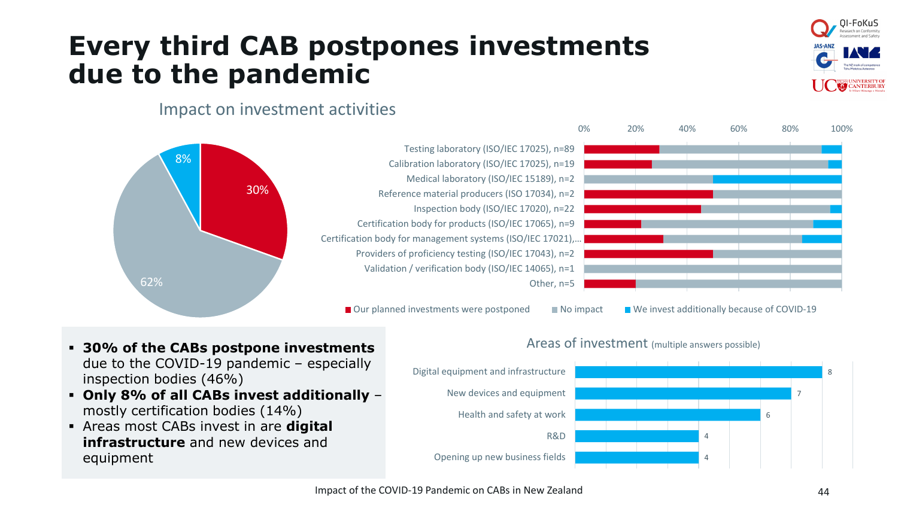# Every third CAB postpones investments due to the pandemic

## Impact on investment activities

30%

62%

8%

| | Our planned investments were postponed | No impact | We invest additionally because of COVID-19 |
|---|---|---|---|
| Testing laboratory (ISO/IEC 17025), n=89 | | | |
| Calibration laboratory (ISO/IEC 17025), n=19 | | | |
| Medical laboratory (ISO/IEC 15189), n=2 | | | |
| Reference material producers (ISO 17034), n=2 | | | |
| Inspection body (ISO/IEC 17020), n=22 | | | |
| Certification body for products (ISO/IEC 17065), n=9 | | | |
| Certification body for management systems (ISO/IEC 17021),... | | | |
| Providers of proficiency testing (ISO/IEC 17043), n=2 | | | |
| Validation / verification body (ISO/IEC 14065), n=1 | | | |
| Other, n=5 | | | |

- **30% of the CABs postpone investments** due to the COVID-19 pandemic – especially inspection bodies (46%)
- **Only 8% of all CABs invest additionally** – mostly certification bodies (14%)
- Areas most CABs invest in are **digital infrastructure** and new devices and equipment

## Areas of investment (multiple answers possible)

| Area | Count |
|---|---|
| Digital equipment and infrastructure | 8 |
| New devices and equipment | 7 |
| Health and safety at work | 6 |
| R&D | 4 |
| Opening up new business fields | 4 |

Impact of the COVID-19 Pandemic on CABs in New Zealand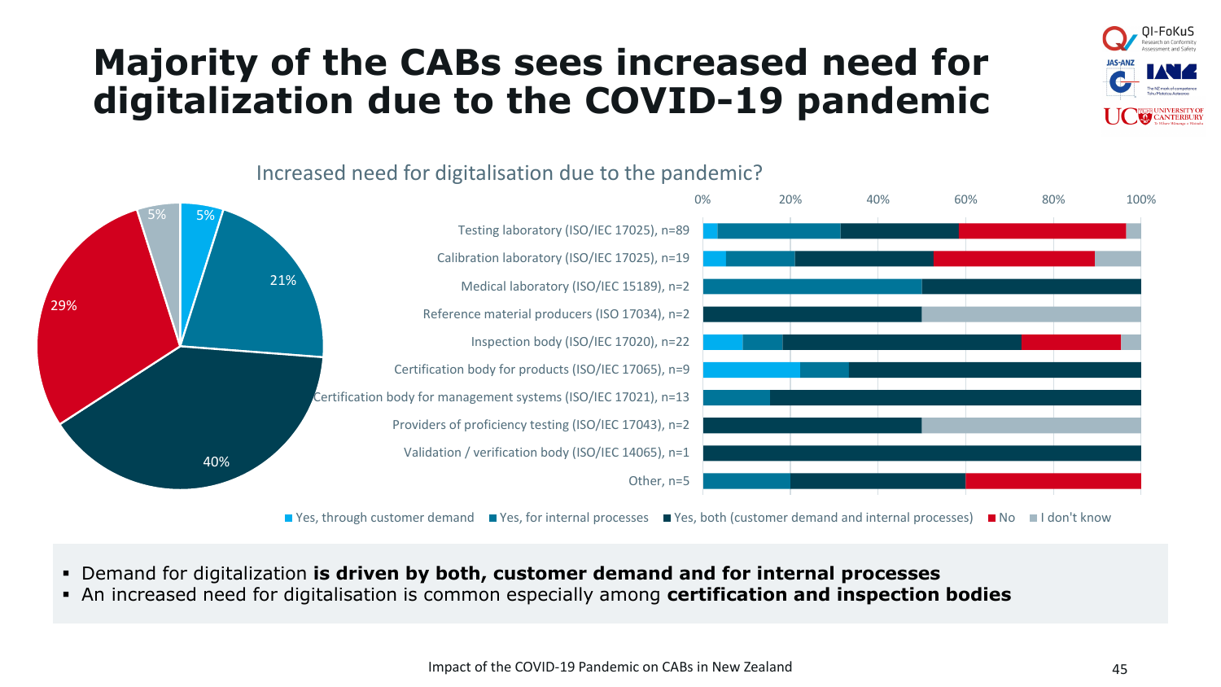# Majority of the CABs sees increased need for digitalization due to the COVID-19 pandemic

Increased need for digitalisation due to the pandemic?

Pie chart: Yes, through customer demand 5%; Yes, for internal processes 21%; Yes, both (customer demand and internal processes) 40%; No 29%; I don't know 5%

Bar chart categories:

- Testing laboratory (ISO/IEC 17025), n=89
- Calibration laboratory (ISO/IEC 17025), n=19
- Medical laboratory (ISO/IEC 15189), n=2
- Reference material producers (ISO 17034), n=2
- Inspection body (ISO/IEC 17020), n=22
- Certification body for products (ISO/IEC 17065), n=9
- Certification body for management systems (ISO/IEC 17021), n=13
- Providers of proficiency testing (ISO/IEC 17043), n=2
- Validation / verification body (ISO/IEC 14065), n=1
- Other, n=5

Legend: Yes, through customer demand · Yes, for internal processes · Yes, both (customer demand and internal processes) · No · I don't know

- Demand for digitalization **is driven by both, customer demand and for internal processes**
- An increased need for digitalisation is common especially among **certification and inspection bodies**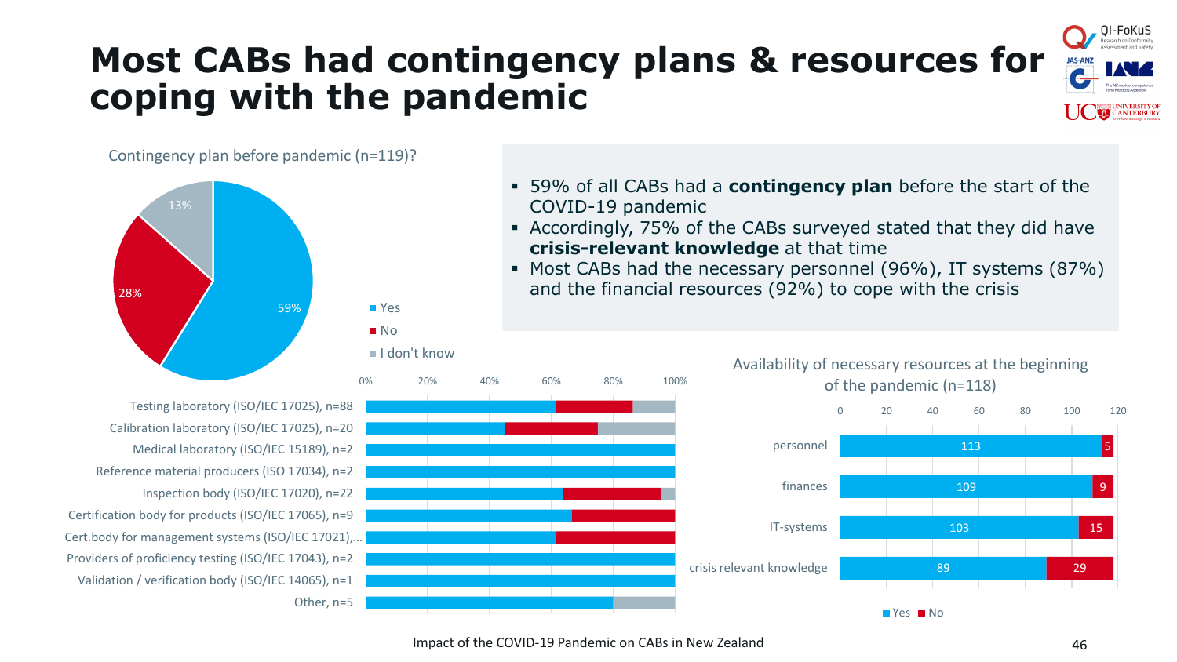# Most CABs had contingency plans & resources for coping with the pandemic

- 59% of all CABs had a **contingency plan** before the start of the COVID-19 pandemic
- Accordingly, 75% of the CABs surveyed stated that they did have **crisis-relevant knowledge** at that time
- Most CABs had the necessary personnel (96%), IT systems (87%) and the financial resources (92%) to cope with the crisis

Contingency plan before pandemic (n=119)?

| Response | Share |
| --- | --- |
| Yes | 59% |
| No | 28% |
| I don't know | 13% |

Categories shown (Yes / No / I don't know, 0%–100%):

- Testing laboratory (ISO/IEC 17025), n=88
- Calibration laboratory (ISO/IEC 17025), n=20
- Medical laboratory (ISO/IEC 15189), n=2
- Reference material producers (ISO 17034), n=2
- Inspection body (ISO/IEC 17020), n=22
- Certification body for products (ISO/IEC 17065), n=9
- Cert.body for management systems (ISO/IEC 17021),…
- Providers of proficiency testing (ISO/IEC 17043), n=2
- Validation / verification body (ISO/IEC 14065), n=1
- Other, n=5

Availability of necessary resources at the beginning of the pandemic (n=118)

| Resource | Yes | No |
| --- | --- | --- |
| personnel | 113 | 5 |
| finances | 109 | 9 |
| IT-systems | 103 | 15 |
| crisis relevant knowledge | 89 | 29 |

Impact of the COVID-19 Pandemic on CABs in New Zealand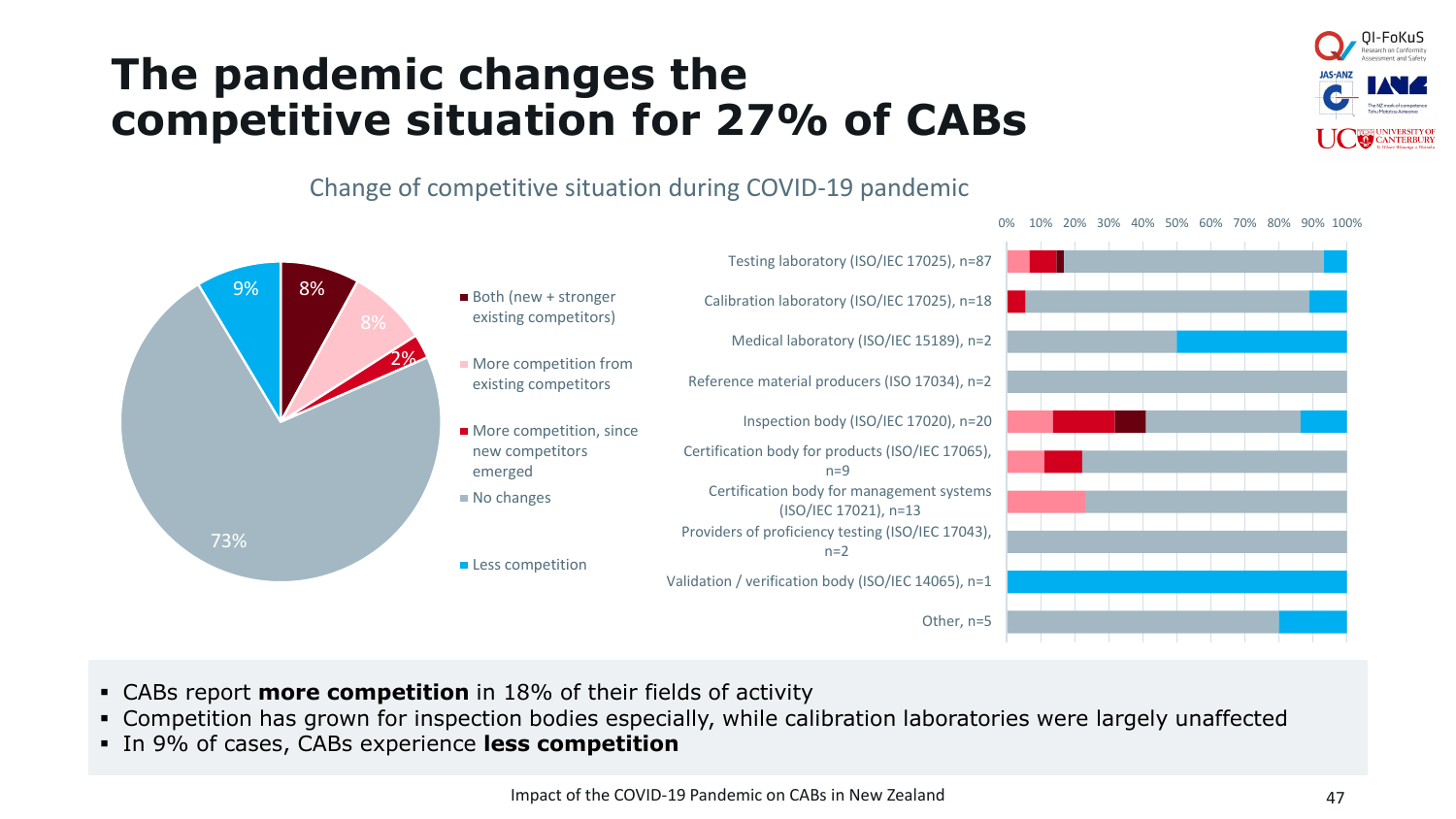# The pandemic changes the competitive situation for 27% of CABs

Change of competitive situation during COVID-19 pandemic

8%
8%
2%
73%
9%

- Both (new + stronger existing competitors)
- More competition from existing competitors
- More competition, since new competitors emerged
- No changes
- Less competition

0% 10% 20% 30% 40% 50% 60% 70% 80% 90% 100%

Testing laboratory (ISO/IEC 17025), n=87
Calibration laboratory (ISO/IEC 17025), n=18
Medical laboratory (ISO/IEC 15189), n=2
Reference material producers (ISO 17034), n=2
Inspection body (ISO/IEC 17020), n=20
Certification body for products (ISO/IEC 17065), n=9
Certification body for management systems (ISO/IEC 17021), n=13
Providers of proficiency testing (ISO/IEC 17043), n=2
Validation / verification body (ISO/IEC 14065), n=1
Other, n=5

- CABs report **more competition** in 18% of their fields of activity
- Competition has grown for inspection bodies especially, while calibration laboratories were largely unaffected
- In 9% of cases, CABs experience **less competition**

Impact of the COVID-19 Pandemic on CABs in New Zealand